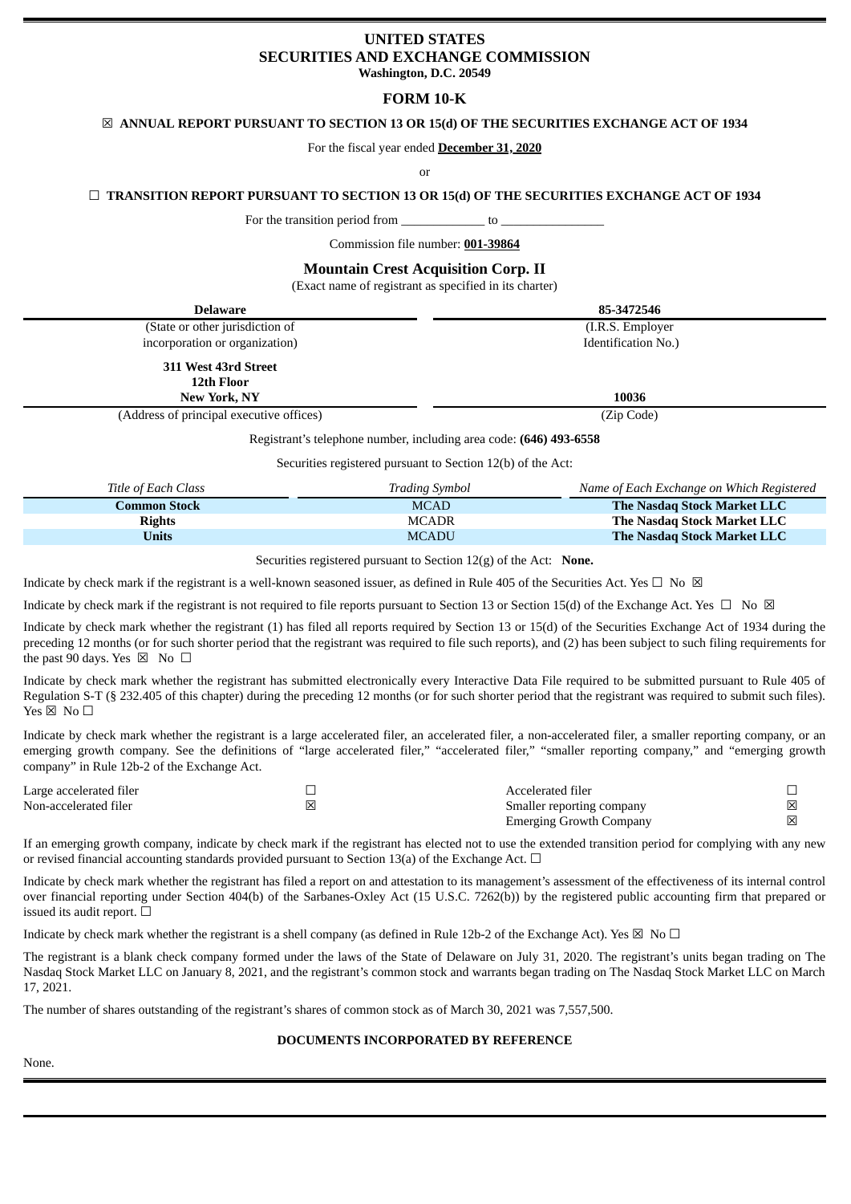# UNITED STATES
# SECURITIES AND EXCHANGE COMMISSION
**Washington, D.C. 20549**

## FORM 10-K

☒ **ANNUAL REPORT PURSUANT TO SECTION 13 OR 15(d) OF THE SECURITIES EXCHANGE ACT OF 1934**

For the fiscal year ended **December 31, 2020**

or

☐ **TRANSITION REPORT PURSUANT TO SECTION 13 OR 15(d) OF THE SECURITIES EXCHANGE ACT OF 1934**

For the transition period from _____________ to ________________

Commission file number: **001-39864**

## Mountain Crest Acquisition Corp. II

(Exact name of registrant as specified in its charter)

| **Delaware** | **85-3472546** |
|---|---|
| (State or other jurisdiction of incorporation or organization) | (I.R.S. Employer Identification No.) |
| **311 West 43rd Street 12th Floor New York, NY** | **10036** |
| (Address of principal executive offices) | (Zip Code) |

Registrant's telephone number, including area code: **(646) 493-6558**

Securities registered pursuant to Section 12(b) of the Act:

| *Title of Each Class* | *Trading Symbol* | *Name of Each Exchange on Which Registered* |
|---|---|---|
| **Common Stock** | MCAD | **The Nasdaq Stock Market LLC** |
| **Rights** | MCADR | **The Nasdaq Stock Market LLC** |
| **Units** | MCADU | **The Nasdaq Stock Market LLC** |

Securities registered pursuant to Section 12(g) of the Act: **None.**

Indicate by check mark if the registrant is a well-known seasoned issuer, as defined in Rule 405 of the Securities Act. Yes ☐ No ☒

Indicate by check mark if the registrant is not required to file reports pursuant to Section 13 or Section 15(d) of the Exchange Act. Yes ☐ No ☒

Indicate by check mark whether the registrant (1) has filed all reports required by Section 13 or 15(d) of the Securities Exchange Act of 1934 during the preceding 12 months (or for such shorter period that the registrant was required to file such reports), and (2) has been subject to such filing requirements for the past 90 days. Yes ☒ No ☐

Indicate by check mark whether the registrant has submitted electronically every Interactive Data File required to be submitted pursuant to Rule 405 of Regulation S-T (§ 232.405 of this chapter) during the preceding 12 months (or for such shorter period that the registrant was required to submit such files). Yes ☒ No ☐

Indicate by check mark whether the registrant is a large accelerated filer, an accelerated filer, a non-accelerated filer, a smaller reporting company, or an emerging growth company. See the definitions of "large accelerated filer," "accelerated filer," "smaller reporting company," and "emerging growth company" in Rule 12b-2 of the Exchange Act.

| | | | |
|---|---|---|---|
| Large accelerated filer | ☐ | Accelerated filer | ☐ |
| Non-accelerated filer | ☒ | Smaller reporting company | ☒ |
| | | Emerging Growth Company | ☒ |

If an emerging growth company, indicate by check mark if the registrant has elected not to use the extended transition period for complying with any new or revised financial accounting standards provided pursuant to Section 13(a) of the Exchange Act. ☐

Indicate by check mark whether the registrant has filed a report on and attestation to its management's assessment of the effectiveness of its internal control over financial reporting under Section 404(b) of the Sarbanes-Oxley Act (15 U.S.C. 7262(b)) by the registered public accounting firm that prepared or issued its audit report. ☐

Indicate by check mark whether the registrant is a shell company (as defined in Rule 12b-2 of the Exchange Act). Yes ☒ No ☐

The registrant is a blank check company formed under the laws of the State of Delaware on July 31, 2020. The registrant's units began trading on The Nasdaq Stock Market LLC on January 8, 2021, and the registrant's common stock and warrants began trading on The Nasdaq Stock Market LLC on March 17, 2021.

The number of shares outstanding of the registrant's shares of common stock as of March 30, 2021 was 7,557,500.

**DOCUMENTS INCORPORATED BY REFERENCE**

None.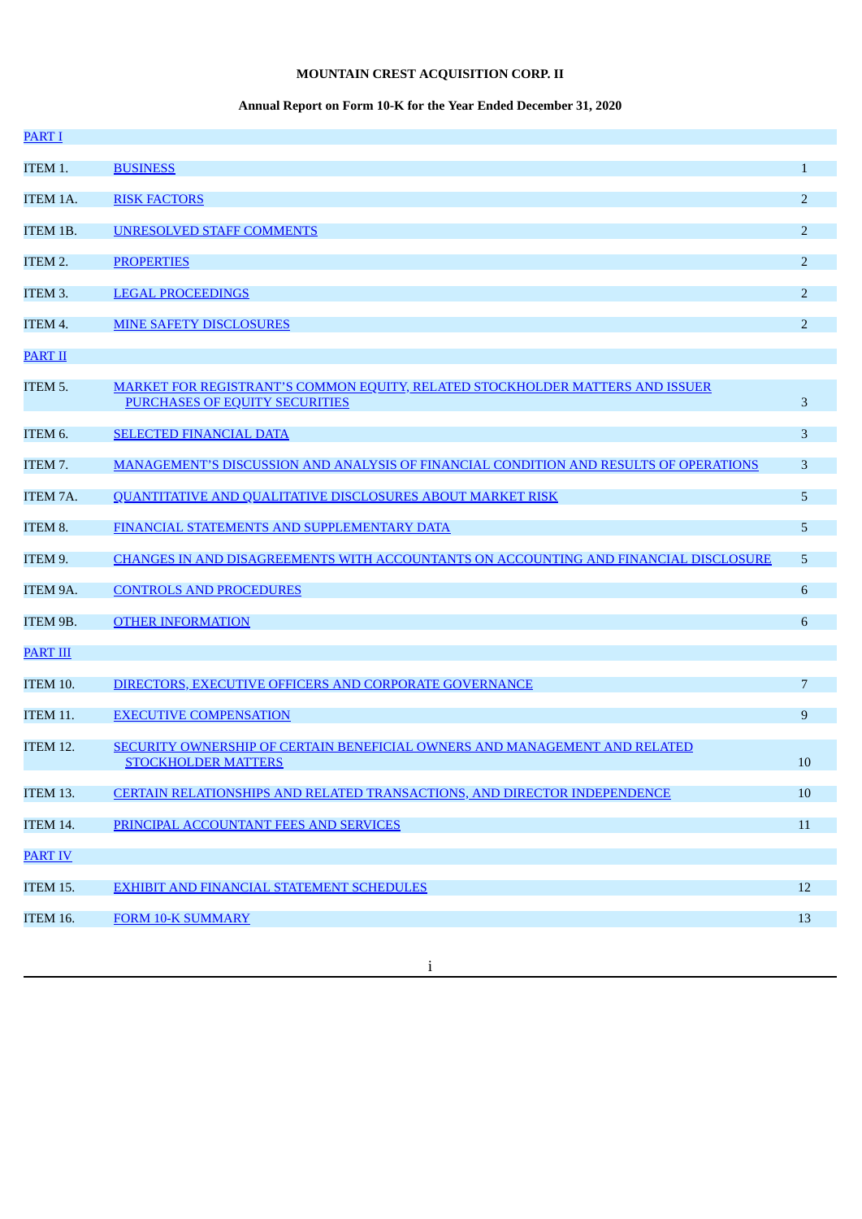**MOUNTAIN CREST ACQUISITION CORP. II**

**Annual Report on Form 10-K for the Year Ended December 31, 2020**

| | | |
|---|---|---|
| PART I | | |
| ITEM 1. | BUSINESS | 1 |
| ITEM 1A. | RISK FACTORS | 2 |
| ITEM 1B. | UNRESOLVED STAFF COMMENTS | 2 |
| ITEM 2. | PROPERTIES | 2 |
| ITEM 3. | LEGAL PROCEEDINGS | 2 |
| ITEM 4. | MINE SAFETY DISCLOSURES | 2 |
| PART II | | |
| ITEM 5. | MARKET FOR REGISTRANT’S COMMON EQUITY, RELATED STOCKHOLDER MATTERS AND ISSUER PURCHASES OF EQUITY SECURITIES | 3 |
| ITEM 6. | SELECTED FINANCIAL DATA | 3 |
| ITEM 7. | MANAGEMENT’S DISCUSSION AND ANALYSIS OF FINANCIAL CONDITION AND RESULTS OF OPERATIONS | 3 |
| ITEM 7A. | QUANTITATIVE AND QUALITATIVE DISCLOSURES ABOUT MARKET RISK | 5 |
| ITEM 8. | FINANCIAL STATEMENTS AND SUPPLEMENTARY DATA | 5 |
| ITEM 9. | CHANGES IN AND DISAGREEMENTS WITH ACCOUNTANTS ON ACCOUNTING AND FINANCIAL DISCLOSURE | 5 |
| ITEM 9A. | CONTROLS AND PROCEDURES | 6 |
| ITEM 9B. | OTHER INFORMATION | 6 |
| PART III | | |
| ITEM 10. | DIRECTORS, EXECUTIVE OFFICERS AND CORPORATE GOVERNANCE | 7 |
| ITEM 11. | EXECUTIVE COMPENSATION | 9 |
| ITEM 12. | SECURITY OWNERSHIP OF CERTAIN BENEFICIAL OWNERS AND MANAGEMENT AND RELATED STOCKHOLDER MATTERS | 10 |
| ITEM 13. | CERTAIN RELATIONSHIPS AND RELATED TRANSACTIONS, AND DIRECTOR INDEPENDENCE | 10 |
| ITEM 14. | PRINCIPAL ACCOUNTANT FEES AND SERVICES | 11 |
| PART IV | | |
| ITEM 15. | EXHIBIT AND FINANCIAL STATEMENT SCHEDULES | 12 |
| ITEM 16. | FORM 10-K SUMMARY | 13 |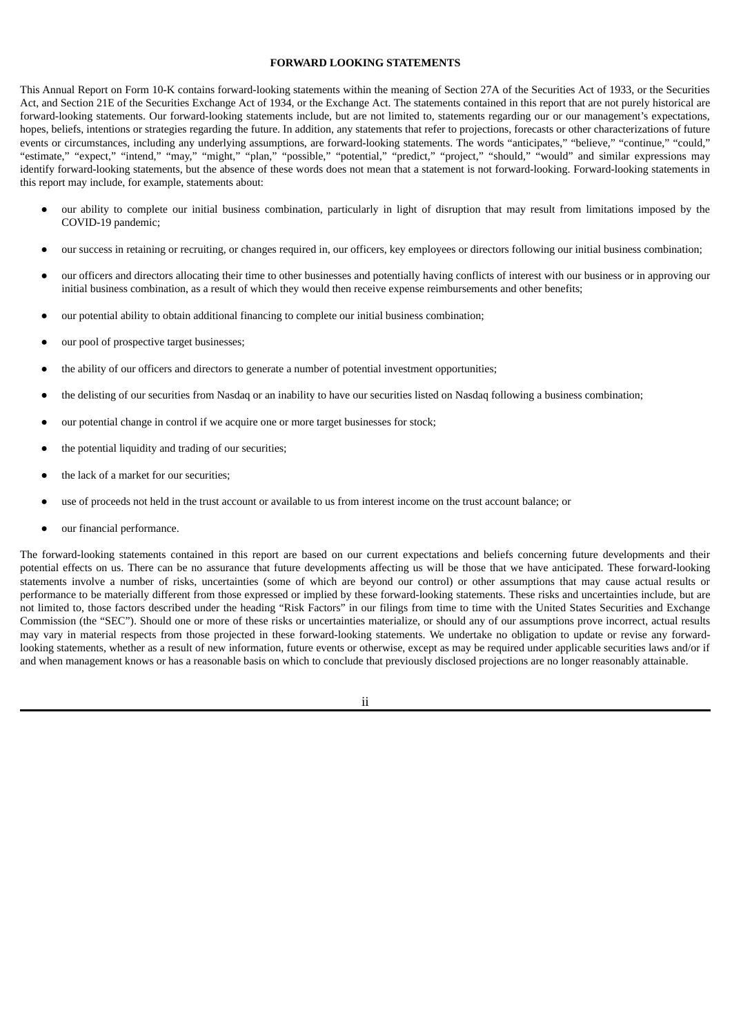## FORWARD LOOKING STATEMENTS

This Annual Report on Form 10-K contains forward-looking statements within the meaning of Section 27A of the Securities Act of 1933, or the Securities Act, and Section 21E of the Securities Exchange Act of 1934, or the Exchange Act. The statements contained in this report that are not purely historical are forward-looking statements. Our forward-looking statements include, but are not limited to, statements regarding our or our management's expectations, hopes, beliefs, intentions or strategies regarding the future. In addition, any statements that refer to projections, forecasts or other characterizations of future events or circumstances, including any underlying assumptions, are forward-looking statements. The words "anticipates," "believe," "continue," "could," "estimate," "expect," "intend," "may," "might," "plan," "possible," "potential," "predict," "project," "should," "would" and similar expressions may identify forward-looking statements, but the absence of these words does not mean that a statement is not forward-looking. Forward-looking statements in this report may include, for example, statements about:

- our ability to complete our initial business combination, particularly in light of disruption that may result from limitations imposed by the COVID-19 pandemic;
- our success in retaining or recruiting, or changes required in, our officers, key employees or directors following our initial business combination;
- our officers and directors allocating their time to other businesses and potentially having conflicts of interest with our business or in approving our initial business combination, as a result of which they would then receive expense reimbursements and other benefits;
- our potential ability to obtain additional financing to complete our initial business combination;
- our pool of prospective target businesses;
- the ability of our officers and directors to generate a number of potential investment opportunities;
- the delisting of our securities from Nasdaq or an inability to have our securities listed on Nasdaq following a business combination;
- our potential change in control if we acquire one or more target businesses for stock;
- the potential liquidity and trading of our securities;
- the lack of a market for our securities;
- use of proceeds not held in the trust account or available to us from interest income on the trust account balance; or
- our financial performance.

The forward-looking statements contained in this report are based on our current expectations and beliefs concerning future developments and their potential effects on us. There can be no assurance that future developments affecting us will be those that we have anticipated. These forward-looking statements involve a number of risks, uncertainties (some of which are beyond our control) or other assumptions that may cause actual results or performance to be materially different from those expressed or implied by these forward-looking statements. These risks and uncertainties include, but are not limited to, those factors described under the heading "Risk Factors" in our filings from time to time with the United States Securities and Exchange Commission (the "SEC"). Should one or more of these risks or uncertainties materialize, or should any of our assumptions prove incorrect, actual results may vary in material respects from those projected in these forward-looking statements. We undertake no obligation to update or revise any forward-looking statements, whether as a result of new information, future events or otherwise, except as may be required under applicable securities laws and/or if and when management knows or has a reasonable basis on which to conclude that previously disclosed projections are no longer reasonably attainable.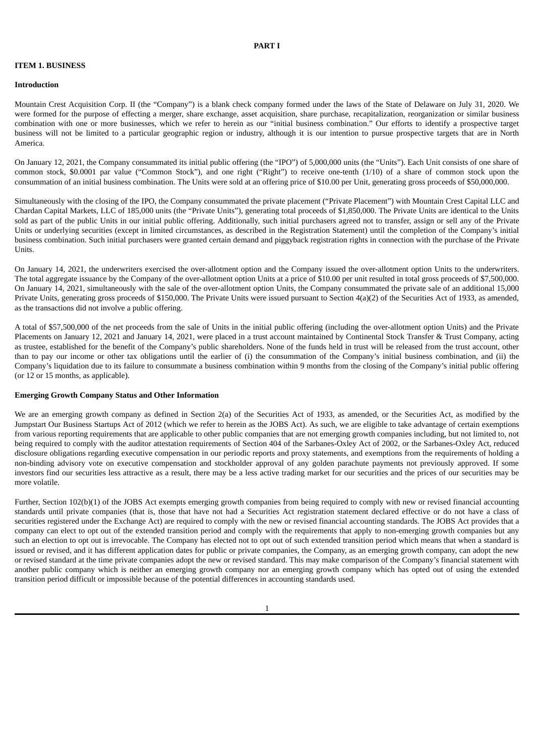# PART I

## ITEM 1. BUSINESS

### Introduction

Mountain Crest Acquisition Corp. II (the "Company") is a blank check company formed under the laws of the State of Delaware on July 31, 2020. We were formed for the purpose of effecting a merger, share exchange, asset acquisition, share purchase, recapitalization, reorganization or similar business combination with one or more businesses, which we refer to herein as our "initial business combination." Our efforts to identify a prospective target business will not be limited to a particular geographic region or industry, although it is our intention to pursue prospective targets that are in North America.

On January 12, 2021, the Company consummated its initial public offering (the "IPO") of 5,000,000 units (the "Units"). Each Unit consists of one share of common stock, $0.0001 par value ("Common Stock"), and one right ("Right") to receive one-tenth (1/10) of a share of common stock upon the consummation of an initial business combination. The Units were sold at an offering price of $10.00 per Unit, generating gross proceeds of $50,000,000.

Simultaneously with the closing of the IPO, the Company consummated the private placement ("Private Placement") with Mountain Crest Capital LLC and Chardan Capital Markets, LLC of 185,000 units (the "Private Units"), generating total proceeds of $1,850,000. The Private Units are identical to the Units sold as part of the public Units in our initial public offering. Additionally, such initial purchasers agreed not to transfer, assign or sell any of the Private Units or underlying securities (except in limited circumstances, as described in the Registration Statement) until the completion of the Company's initial business combination. Such initial purchasers were granted certain demand and piggyback registration rights in connection with the purchase of the Private Units.

On January 14, 2021, the underwriters exercised the over-allotment option and the Company issued the over-allotment option Units to the underwriters. The total aggregate issuance by the Company of the over-allotment option Units at a price of $10.00 per unit resulted in total gross proceeds of $7,500,000. On January 14, 2021, simultaneously with the sale of the over-allotment option Units, the Company consummated the private sale of an additional 15,000 Private Units, generating gross proceeds of $150,000. The Private Units were issued pursuant to Section 4(a)(2) of the Securities Act of 1933, as amended, as the transactions did not involve a public offering.

A total of $57,500,000 of the net proceeds from the sale of Units in the initial public offering (including the over-allotment option Units) and the Private Placements on January 12, 2021 and January 14, 2021, were placed in a trust account maintained by Continental Stock Transfer & Trust Company, acting as trustee, established for the benefit of the Company's public shareholders. None of the funds held in trust will be released from the trust account, other than to pay our income or other tax obligations until the earlier of (i) the consummation of the Company's initial business combination, and (ii) the Company's liquidation due to its failure to consummate a business combination within 9 months from the closing of the Company's initial public offering (or 12 or 15 months, as applicable).

### Emerging Growth Company Status and Other Information

We are an emerging growth company as defined in Section 2(a) of the Securities Act of 1933, as amended, or the Securities Act, as modified by the Jumpstart Our Business Startups Act of 2012 (which we refer to herein as the JOBS Act). As such, we are eligible to take advantage of certain exemptions from various reporting requirements that are applicable to other public companies that are not emerging growth companies including, but not limited to, not being required to comply with the auditor attestation requirements of Section 404 of the Sarbanes-Oxley Act of 2002, or the Sarbanes-Oxley Act, reduced disclosure obligations regarding executive compensation in our periodic reports and proxy statements, and exemptions from the requirements of holding a non-binding advisory vote on executive compensation and stockholder approval of any golden parachute payments not previously approved. If some investors find our securities less attractive as a result, there may be a less active trading market for our securities and the prices of our securities may be more volatile.

Further, Section 102(b)(1) of the JOBS Act exempts emerging growth companies from being required to comply with new or revised financial accounting standards until private companies (that is, those that have not had a Securities Act registration statement declared effective or do not have a class of securities registered under the Exchange Act) are required to comply with the new or revised financial accounting standards. The JOBS Act provides that a company can elect to opt out of the extended transition period and comply with the requirements that apply to non-emerging growth companies but any such an election to opt out is irrevocable. The Company has elected not to opt out of such extended transition period which means that when a standard is issued or revised, and it has different application dates for public or private companies, the Company, as an emerging growth company, can adopt the new or revised standard at the time private companies adopt the new or revised standard. This may make comparison of the Company's financial statement with another public company which is neither an emerging growth company nor an emerging growth company which has opted out of using the extended transition period difficult or impossible because of the potential differences in accounting standards used.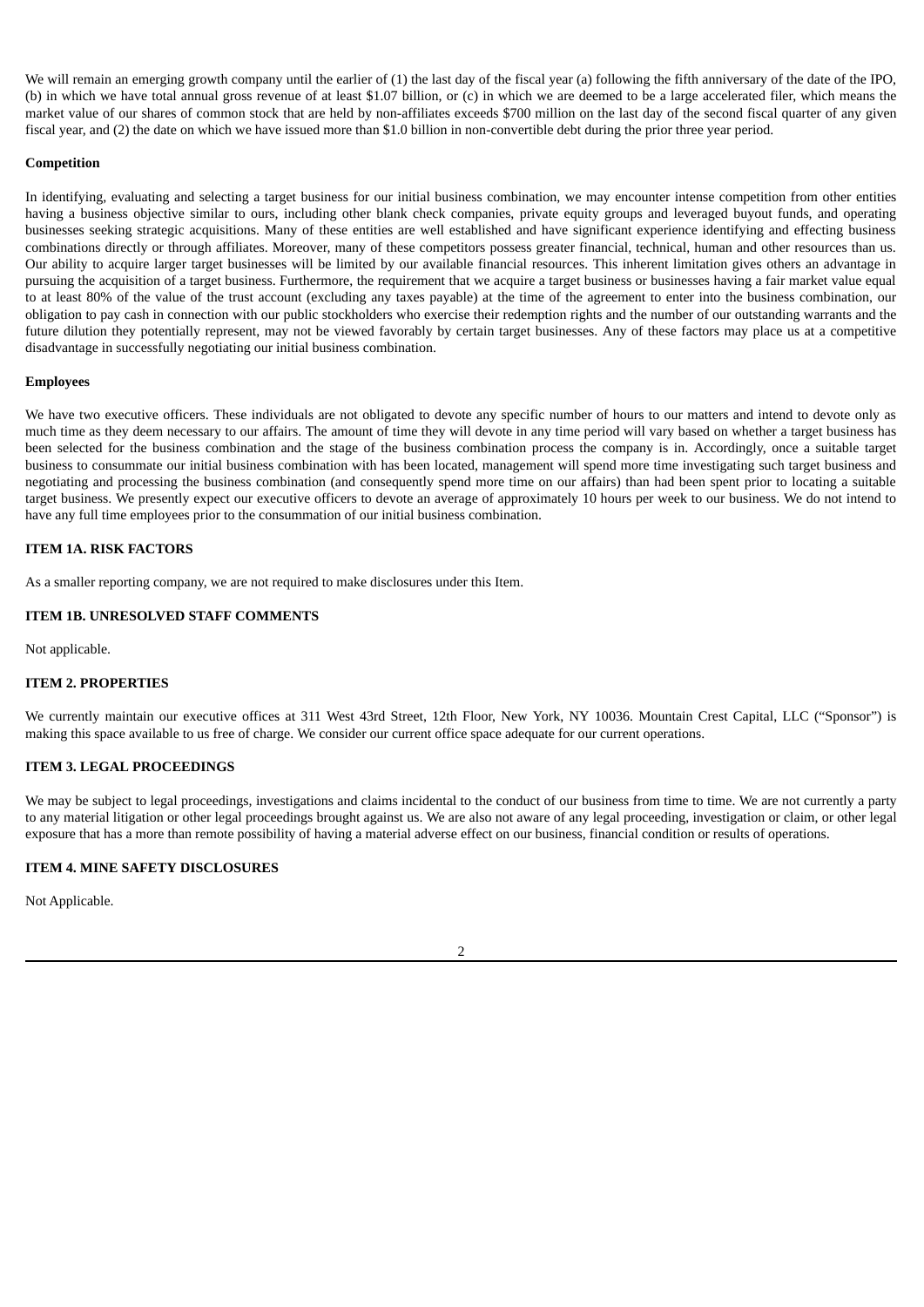We will remain an emerging growth company until the earlier of (1) the last day of the fiscal year (a) following the fifth anniversary of the date of the IPO, (b) in which we have total annual gross revenue of at least $1.07 billion, or (c) in which we are deemed to be a large accelerated filer, which means the market value of our shares of common stock that are held by non-affiliates exceeds $700 million on the last day of the second fiscal quarter of any given fiscal year, and (2) the date on which we have issued more than $1.0 billion in non-convertible debt during the prior three year period.

**Competition**

In identifying, evaluating and selecting a target business for our initial business combination, we may encounter intense competition from other entities having a business objective similar to ours, including other blank check companies, private equity groups and leveraged buyout funds, and operating businesses seeking strategic acquisitions. Many of these entities are well established and have significant experience identifying and effecting business combinations directly or through affiliates. Moreover, many of these competitors possess greater financial, technical, human and other resources than us. Our ability to acquire larger target businesses will be limited by our available financial resources. This inherent limitation gives others an advantage in pursuing the acquisition of a target business. Furthermore, the requirement that we acquire a target business or businesses having a fair market value equal to at least 80% of the value of the trust account (excluding any taxes payable) at the time of the agreement to enter into the business combination, our obligation to pay cash in connection with our public stockholders who exercise their redemption rights and the number of our outstanding warrants and the future dilution they potentially represent, may not be viewed favorably by certain target businesses. Any of these factors may place us at a competitive disadvantage in successfully negotiating our initial business combination.

**Employees**

We have two executive officers. These individuals are not obligated to devote any specific number of hours to our matters and intend to devote only as much time as they deem necessary to our affairs. The amount of time they will devote in any time period will vary based on whether a target business has been selected for the business combination and the stage of the business combination process the company is in. Accordingly, once a suitable target business to consummate our initial business combination with has been located, management will spend more time investigating such target business and negotiating and processing the business combination (and consequently spend more time on our affairs) than had been spent prior to locating a suitable target business. We presently expect our executive officers to devote an average of approximately 10 hours per week to our business. We do not intend to have any full time employees prior to the consummation of our initial business combination.

## ITEM 1A. RISK FACTORS

As a smaller reporting company, we are not required to make disclosures under this Item.

## ITEM 1B. UNRESOLVED STAFF COMMENTS

Not applicable.

## ITEM 2. PROPERTIES

We currently maintain our executive offices at 311 West 43rd Street, 12th Floor, New York, NY 10036. Mountain Crest Capital, LLC ("Sponsor") is making this space available to us free of charge. We consider our current office space adequate for our current operations.

## ITEM 3. LEGAL PROCEEDINGS

We may be subject to legal proceedings, investigations and claims incidental to the conduct of our business from time to time. We are not currently a party to any material litigation or other legal proceedings brought against us. We are also not aware of any legal proceeding, investigation or claim, or other legal exposure that has a more than remote possibility of having a material adverse effect on our business, financial condition or results of operations.

## ITEM 4. MINE SAFETY DISCLOSURES

Not Applicable.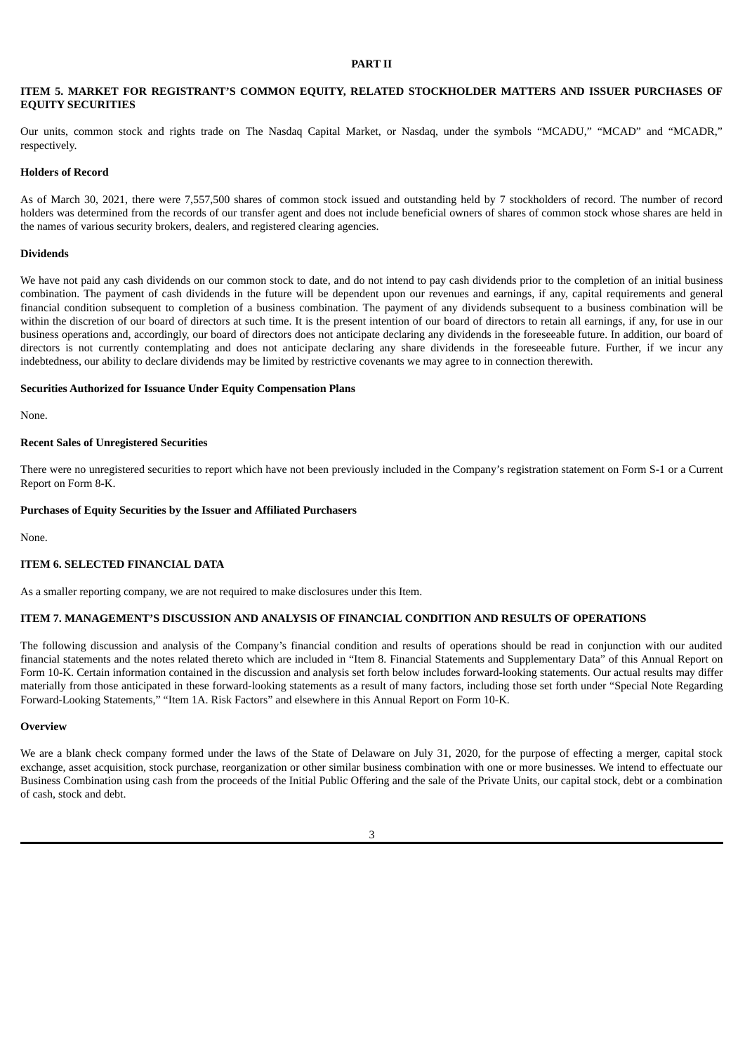# PART II

## ITEM 5. MARKET FOR REGISTRANT'S COMMON EQUITY, RELATED STOCKHOLDER MATTERS AND ISSUER PURCHASES OF EQUITY SECURITIES

Our units, common stock and rights trade on The Nasdaq Capital Market, or Nasdaq, under the symbols "MCADU," "MCAD" and "MCADR," respectively.

### Holders of Record

As of March 30, 2021, there were 7,557,500 shares of common stock issued and outstanding held by 7 stockholders of record. The number of record holders was determined from the records of our transfer agent and does not include beneficial owners of shares of common stock whose shares are held in the names of various security brokers, dealers, and registered clearing agencies.

### Dividends

We have not paid any cash dividends on our common stock to date, and do not intend to pay cash dividends prior to the completion of an initial business combination. The payment of cash dividends in the future will be dependent upon our revenues and earnings, if any, capital requirements and general financial condition subsequent to completion of a business combination. The payment of any dividends subsequent to a business combination will be within the discretion of our board of directors at such time. It is the present intention of our board of directors to retain all earnings, if any, for use in our business operations and, accordingly, our board of directors does not anticipate declaring any dividends in the foreseeable future. In addition, our board of directors is not currently contemplating and does not anticipate declaring any share dividends in the foreseeable future. Further, if we incur any indebtedness, our ability to declare dividends may be limited by restrictive covenants we may agree to in connection therewith.

### Securities Authorized for Issuance Under Equity Compensation Plans

None.

### Recent Sales of Unregistered Securities

There were no unregistered securities to report which have not been previously included in the Company's registration statement on Form S-1 or a Current Report on Form 8-K.

### Purchases of Equity Securities by the Issuer and Affiliated Purchasers

None.

## ITEM 6. SELECTED FINANCIAL DATA

As a smaller reporting company, we are not required to make disclosures under this Item.

## ITEM 7. MANAGEMENT'S DISCUSSION AND ANALYSIS OF FINANCIAL CONDITION AND RESULTS OF OPERATIONS

The following discussion and analysis of the Company's financial condition and results of operations should be read in conjunction with our audited financial statements and the notes related thereto which are included in "Item 8. Financial Statements and Supplementary Data" of this Annual Report on Form 10-K. Certain information contained in the discussion and analysis set forth below includes forward-looking statements. Our actual results may differ materially from those anticipated in these forward-looking statements as a result of many factors, including those set forth under "Special Note Regarding Forward-Looking Statements," "Item 1A. Risk Factors" and elsewhere in this Annual Report on Form 10-K.

### Overview

We are a blank check company formed under the laws of the State of Delaware on July 31, 2020, for the purpose of effecting a merger, capital stock exchange, asset acquisition, stock purchase, reorganization or other similar business combination with one or more businesses. We intend to effectuate our Business Combination using cash from the proceeds of the Initial Public Offering and the sale of the Private Units, our capital stock, debt or a combination of cash, stock and debt.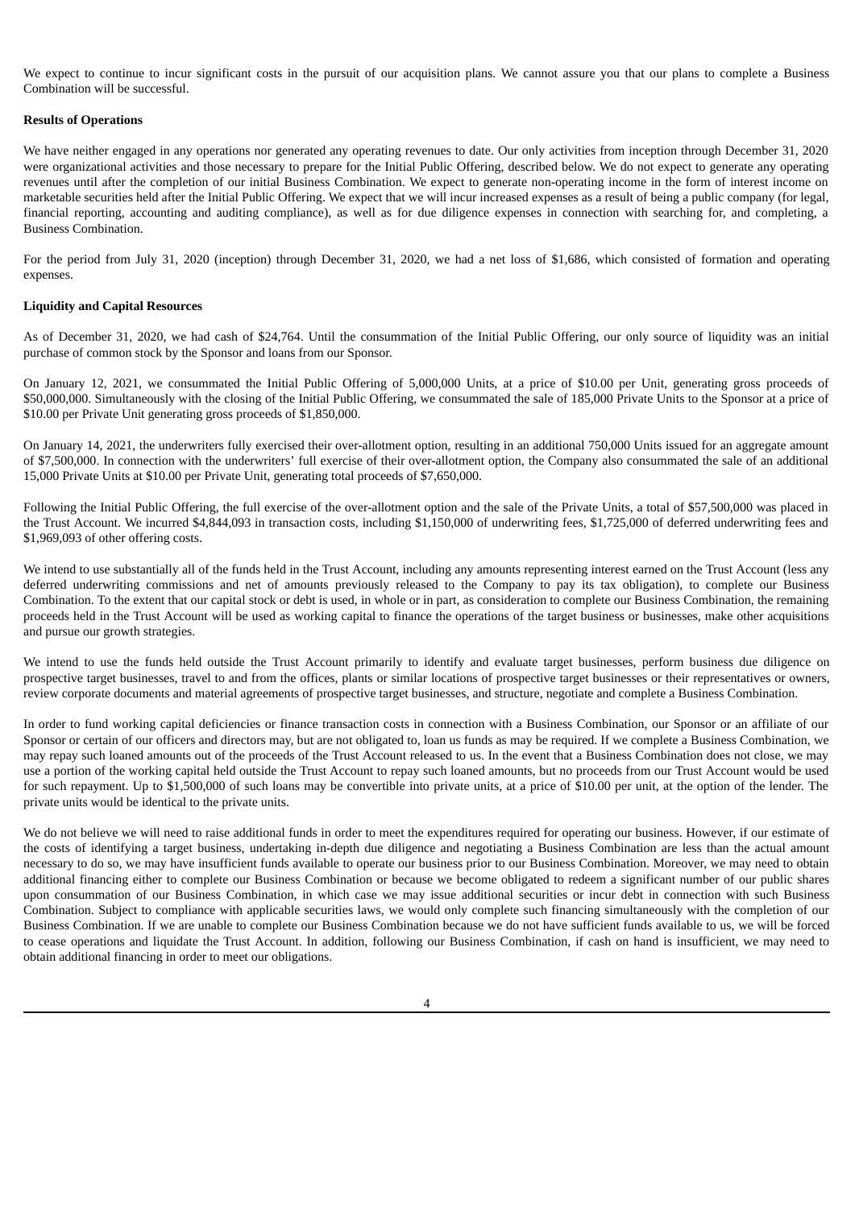We expect to continue to incur significant costs in the pursuit of our acquisition plans. We cannot assure you that our plans to complete a Business Combination will be successful.

**Results of Operations**

We have neither engaged in any operations nor generated any operating revenues to date. Our only activities from inception through December 31, 2020 were organizational activities and those necessary to prepare for the Initial Public Offering, described below. We do not expect to generate any operating revenues until after the completion of our initial Business Combination. We expect to generate non-operating income in the form of interest income on marketable securities held after the Initial Public Offering. We expect that we will incur increased expenses as a result of being a public company (for legal, financial reporting, accounting and auditing compliance), as well as for due diligence expenses in connection with searching for, and completing, a Business Combination.

For the period from July 31, 2020 (inception) through December 31, 2020, we had a net loss of $1,686, which consisted of formation and operating expenses.

**Liquidity and Capital Resources**

As of December 31, 2020, we had cash of $24,764. Until the consummation of the Initial Public Offering, our only source of liquidity was an initial purchase of common stock by the Sponsor and loans from our Sponsor.

On January 12, 2021, we consummated the Initial Public Offering of 5,000,000 Units, at a price of $10.00 per Unit, generating gross proceeds of $50,000,000. Simultaneously with the closing of the Initial Public Offering, we consummated the sale of 185,000 Private Units to the Sponsor at a price of $10.00 per Private Unit generating gross proceeds of $1,850,000.

On January 14, 2021, the underwriters fully exercised their over-allotment option, resulting in an additional 750,000 Units issued for an aggregate amount of $7,500,000. In connection with the underwriters' full exercise of their over-allotment option, the Company also consummated the sale of an additional 15,000 Private Units at $10.00 per Private Unit, generating total proceeds of $7,650,000.

Following the Initial Public Offering, the full exercise of the over-allotment option and the sale of the Private Units, a total of $57,500,000 was placed in the Trust Account. We incurred $4,844,093 in transaction costs, including $1,150,000 of underwriting fees, $1,725,000 of deferred underwriting fees and $1,969,093 of other offering costs.

We intend to use substantially all of the funds held in the Trust Account, including any amounts representing interest earned on the Trust Account (less any deferred underwriting commissions and net of amounts previously released to the Company to pay its tax obligation), to complete our Business Combination. To the extent that our capital stock or debt is used, in whole or in part, as consideration to complete our Business Combination, the remaining proceeds held in the Trust Account will be used as working capital to finance the operations of the target business or businesses, make other acquisitions and pursue our growth strategies.

We intend to use the funds held outside the Trust Account primarily to identify and evaluate target businesses, perform business due diligence on prospective target businesses, travel to and from the offices, plants or similar locations of prospective target businesses or their representatives or owners, review corporate documents and material agreements of prospective target businesses, and structure, negotiate and complete a Business Combination.

In order to fund working capital deficiencies or finance transaction costs in connection with a Business Combination, our Sponsor or an affiliate of our Sponsor or certain of our officers and directors may, but are not obligated to, loan us funds as may be required. If we complete a Business Combination, we may repay such loaned amounts out of the proceeds of the Trust Account released to us. In the event that a Business Combination does not close, we may use a portion of the working capital held outside the Trust Account to repay such loaned amounts, but no proceeds from our Trust Account would be used for such repayment. Up to $1,500,000 of such loans may be convertible into private units, at a price of $10.00 per unit, at the option of the lender. The private units would be identical to the private units.

We do not believe we will need to raise additional funds in order to meet the expenditures required for operating our business. However, if our estimate of the costs of identifying a target business, undertaking in-depth due diligence and negotiating a Business Combination are less than the actual amount necessary to do so, we may have insufficient funds available to operate our business prior to our Business Combination. Moreover, we may need to obtain additional financing either to complete our Business Combination or because we become obligated to redeem a significant number of our public shares upon consummation of our Business Combination, in which case we may issue additional securities or incur debt in connection with such Business Combination. Subject to compliance with applicable securities laws, we would only complete such financing simultaneously with the completion of our Business Combination. If we are unable to complete our Business Combination because we do not have sufficient funds available to us, we will be forced to cease operations and liquidate the Trust Account. In addition, following our Business Combination, if cash on hand is insufficient, we may need to obtain additional financing in order to meet our obligations.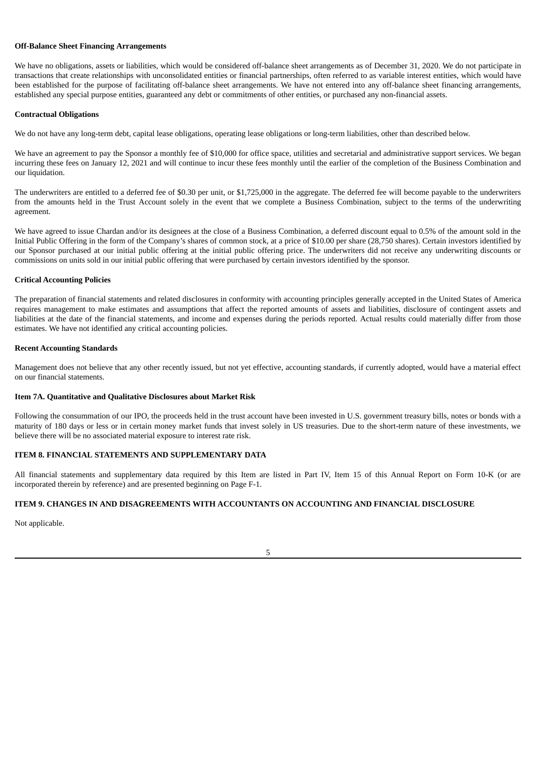**Off-Balance Sheet Financing Arrangements**

We have no obligations, assets or liabilities, which would be considered off-balance sheet arrangements as of December 31, 2020. We do not participate in transactions that create relationships with unconsolidated entities or financial partnerships, often referred to as variable interest entities, which would have been established for the purpose of facilitating off-balance sheet arrangements. We have not entered into any off-balance sheet financing arrangements, established any special purpose entities, guaranteed any debt or commitments of other entities, or purchased any non-financial assets.

**Contractual Obligations**

We do not have any long-term debt, capital lease obligations, operating lease obligations or long-term liabilities, other than described below.

We have an agreement to pay the Sponsor a monthly fee of $10,000 for office space, utilities and secretarial and administrative support services. We began incurring these fees on January 12, 2021 and will continue to incur these fees monthly until the earlier of the completion of the Business Combination and our liquidation.

The underwriters are entitled to a deferred fee of $0.30 per unit, or $1,725,000 in the aggregate. The deferred fee will become payable to the underwriters from the amounts held in the Trust Account solely in the event that we complete a Business Combination, subject to the terms of the underwriting agreement.

We have agreed to issue Chardan and/or its designees at the close of a Business Combination, a deferred discount equal to 0.5% of the amount sold in the Initial Public Offering in the form of the Company's shares of common stock, at a price of $10.00 per share (28,750 shares). Certain investors identified by our Sponsor purchased at our initial public offering at the initial public offering price. The underwriters did not receive any underwriting discounts or commissions on units sold in our initial public offering that were purchased by certain investors identified by the sponsor.

**Critical Accounting Policies**

The preparation of financial statements and related disclosures in conformity with accounting principles generally accepted in the United States of America requires management to make estimates and assumptions that affect the reported amounts of assets and liabilities, disclosure of contingent assets and liabilities at the date of the financial statements, and income and expenses during the periods reported. Actual results could materially differ from those estimates. We have not identified any critical accounting policies.

**Recent Accounting Standards**

Management does not believe that any other recently issued, but not yet effective, accounting standards, if currently adopted, would have a material effect on our financial statements.

**Item 7A. Quantitative and Qualitative Disclosures about Market Risk**

Following the consummation of our IPO, the proceeds held in the trust account have been invested in U.S. government treasury bills, notes or bonds with a maturity of 180 days or less or in certain money market funds that invest solely in US treasuries. Due to the short-term nature of these investments, we believe there will be no associated material exposure to interest rate risk.

**ITEM 8. FINANCIAL STATEMENTS AND SUPPLEMENTARY DATA**

All financial statements and supplementary data required by this Item are listed in Part IV, Item 15 of this Annual Report on Form 10-K (or are incorporated therein by reference) and are presented beginning on Page F-1.

**ITEM 9. CHANGES IN AND DISAGREEMENTS WITH ACCOUNTANTS ON ACCOUNTING AND FINANCIAL DISCLOSURE**

Not applicable.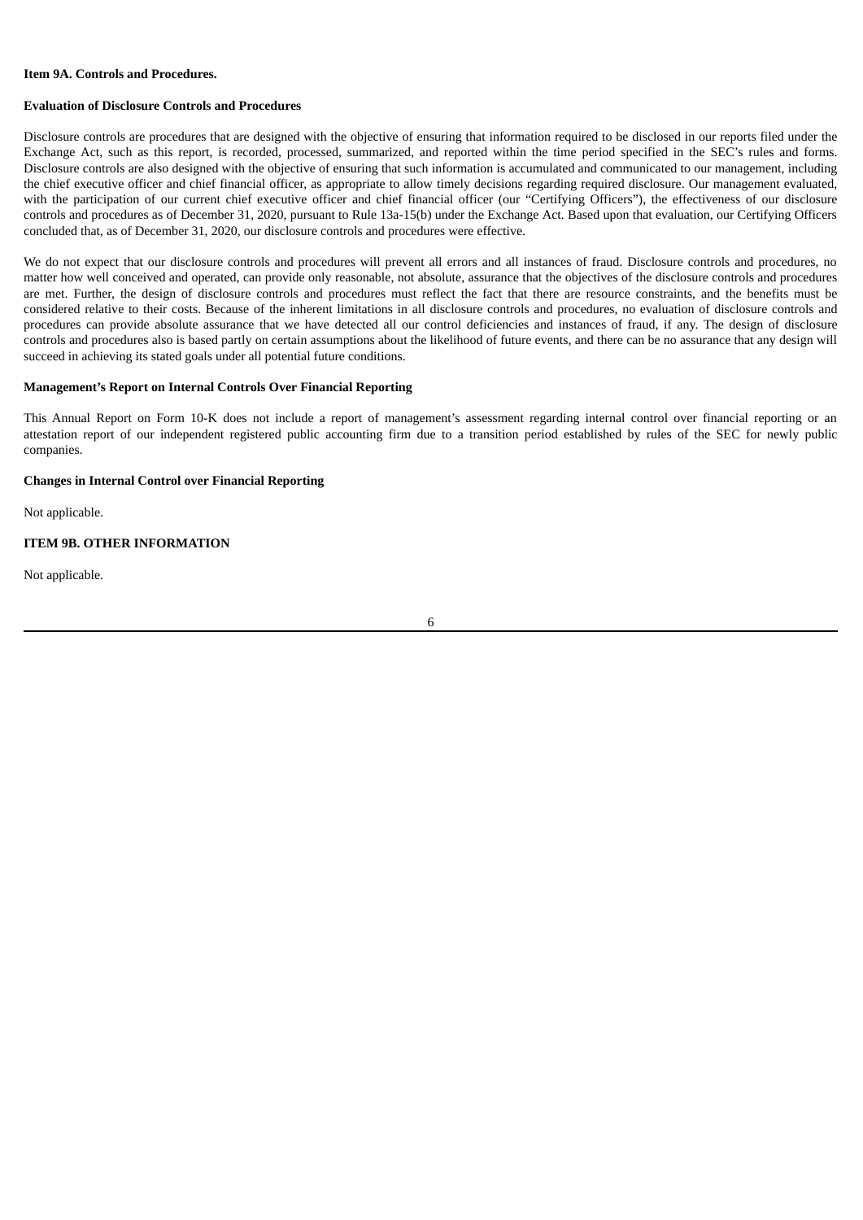**Item 9A. Controls and Procedures.**

**Evaluation of Disclosure Controls and Procedures**

Disclosure controls are procedures that are designed with the objective of ensuring that information required to be disclosed in our reports filed under the Exchange Act, such as this report, is recorded, processed, summarized, and reported within the time period specified in the SEC's rules and forms. Disclosure controls are also designed with the objective of ensuring that such information is accumulated and communicated to our management, including the chief executive officer and chief financial officer, as appropriate to allow timely decisions regarding required disclosure. Our management evaluated, with the participation of our current chief executive officer and chief financial officer (our "Certifying Officers"), the effectiveness of our disclosure controls and procedures as of December 31, 2020, pursuant to Rule 13a-15(b) under the Exchange Act. Based upon that evaluation, our Certifying Officers concluded that, as of December 31, 2020, our disclosure controls and procedures were effective.

We do not expect that our disclosure controls and procedures will prevent all errors and all instances of fraud. Disclosure controls and procedures, no matter how well conceived and operated, can provide only reasonable, not absolute, assurance that the objectives of the disclosure controls and procedures are met. Further, the design of disclosure controls and procedures must reflect the fact that there are resource constraints, and the benefits must be considered relative to their costs. Because of the inherent limitations in all disclosure controls and procedures, no evaluation of disclosure controls and procedures can provide absolute assurance that we have detected all our control deficiencies and instances of fraud, if any. The design of disclosure controls and procedures also is based partly on certain assumptions about the likelihood of future events, and there can be no assurance that any design will succeed in achieving its stated goals under all potential future conditions.

**Management's Report on Internal Controls Over Financial Reporting**

This Annual Report on Form 10-K does not include a report of management's assessment regarding internal control over financial reporting or an attestation report of our independent registered public accounting firm due to a transition period established by rules of the SEC for newly public companies.

**Changes in Internal Control over Financial Reporting**

Not applicable.

**ITEM 9B. OTHER INFORMATION**

Not applicable.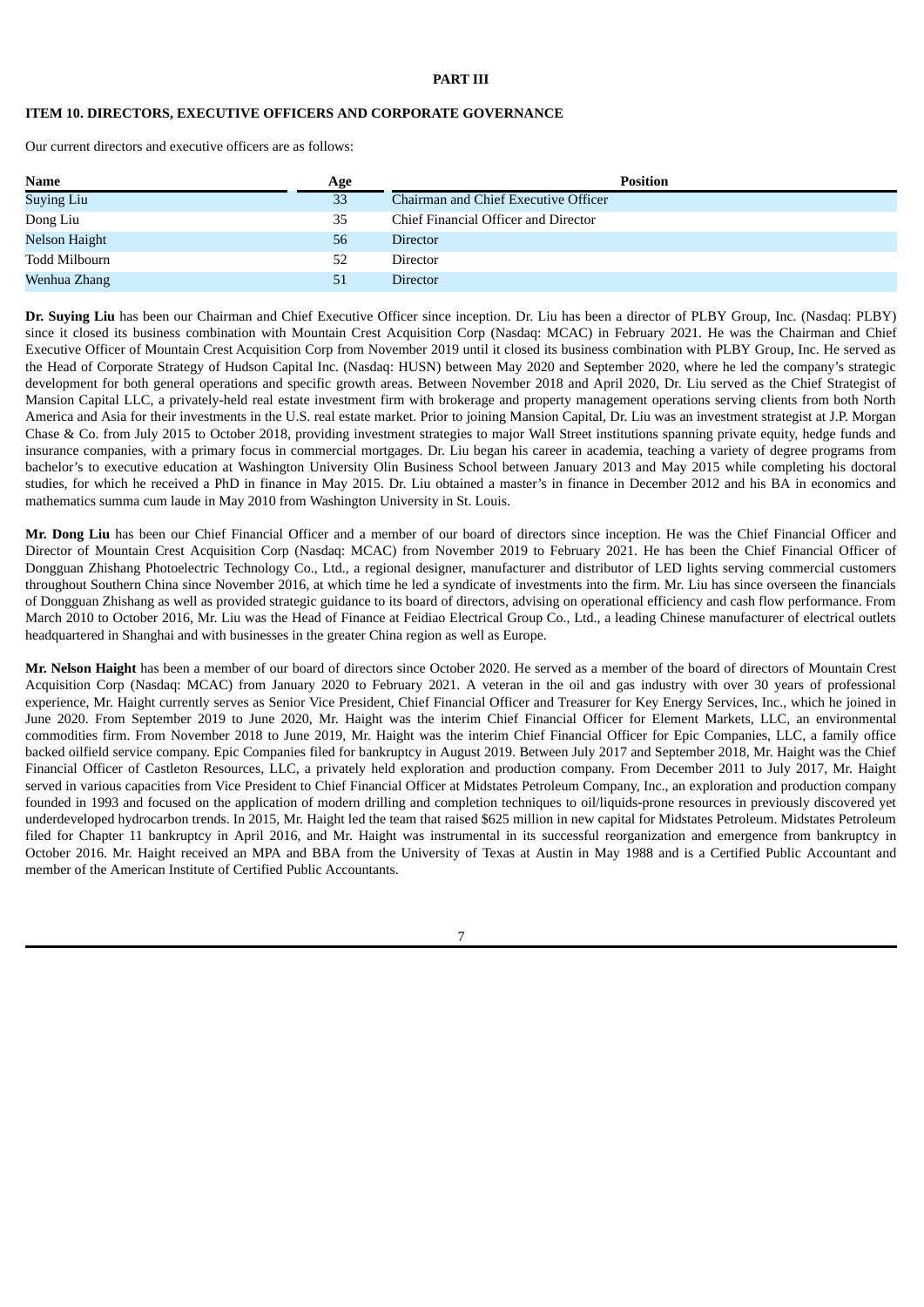# PART III

## ITEM 10. DIRECTORS, EXECUTIVE OFFICERS AND CORPORATE GOVERNANCE

Our current directors and executive officers are as follows:

| Name | Age | Position |
|---|---|---|
| Suying Liu | 33 | Chairman and Chief Executive Officer |
| Dong Liu | 35 | Chief Financial Officer and Director |
| Nelson Haight | 56 | Director |
| Todd Milbourn | 52 | Director |
| Wenhua Zhang | 51 | Director |

**Dr. Suying Liu** has been our Chairman and Chief Executive Officer since inception. Dr. Liu has been a director of PLBY Group, Inc. (Nasdaq: PLBY) since it closed its business combination with Mountain Crest Acquisition Corp (Nasdaq: MCAC) in February 2021. He was the Chairman and Chief Executive Officer of Mountain Crest Acquisition Corp from November 2019 until it closed its business combination with PLBY Group, Inc. He served as the Head of Corporate Strategy of Hudson Capital Inc. (Nasdaq: HUSN) between May 2020 and September 2020, where he led the company's strategic development for both general operations and specific growth areas. Between November 2018 and April 2020, Dr. Liu served as the Chief Strategist of Mansion Capital LLC, a privately-held real estate investment firm with brokerage and property management operations serving clients from both North America and Asia for their investments in the U.S. real estate market. Prior to joining Mansion Capital, Dr. Liu was an investment strategist at J.P. Morgan Chase & Co. from July 2015 to October 2018, providing investment strategies to major Wall Street institutions spanning private equity, hedge funds and insurance companies, with a primary focus in commercial mortgages. Dr. Liu began his career in academia, teaching a variety of degree programs from bachelor's to executive education at Washington University Olin Business School between January 2013 and May 2015 while completing his doctoral studies, for which he received a PhD in finance in May 2015. Dr. Liu obtained a master's in finance in December 2012 and his BA in economics and mathematics summa cum laude in May 2010 from Washington University in St. Louis.

**Mr. Dong Liu** has been our Chief Financial Officer and a member of our board of directors since inception. He was the Chief Financial Officer and Director of Mountain Crest Acquisition Corp (Nasdaq: MCAC) from November 2019 to February 2021. He has been the Chief Financial Officer of Dongguan Zhishang Photoelectric Technology Co., Ltd., a regional designer, manufacturer and distributor of LED lights serving commercial customers throughout Southern China since November 2016, at which time he led a syndicate of investments into the firm. Mr. Liu has since overseen the financials of Dongguan Zhishang as well as provided strategic guidance to its board of directors, advising on operational efficiency and cash flow performance. From March 2010 to October 2016, Mr. Liu was the Head of Finance at Feidiao Electrical Group Co., Ltd., a leading Chinese manufacturer of electrical outlets headquartered in Shanghai and with businesses in the greater China region as well as Europe.

**Mr. Nelson Haight** has been a member of our board of directors since October 2020. He served as a member of the board of directors of Mountain Crest Acquisition Corp (Nasdaq: MCAC) from January 2020 to February 2021. A veteran in the oil and gas industry with over 30 years of professional experience, Mr. Haight currently serves as Senior Vice President, Chief Financial Officer and Treasurer for Key Energy Services, Inc., which he joined in June 2020. From September 2019 to June 2020, Mr. Haight was the interim Chief Financial Officer for Element Markets, LLC, an environmental commodities firm. From November 2018 to June 2019, Mr. Haight was the interim Chief Financial Officer for Epic Companies, LLC, a family office backed oilfield service company. Epic Companies filed for bankruptcy in August 2019. Between July 2017 and September 2018, Mr. Haight was the Chief Financial Officer of Castleton Resources, LLC, a privately held exploration and production company. From December 2011 to July 2017, Mr. Haight served in various capacities from Vice President to Chief Financial Officer at Midstates Petroleum Company, Inc., an exploration and production company founded in 1993 and focused on the application of modern drilling and completion techniques to oil/liquids-prone resources in previously discovered yet underdeveloped hydrocarbon trends. In 2015, Mr. Haight led the team that raised $625 million in new capital for Midstates Petroleum. Midstates Petroleum filed for Chapter 11 bankruptcy in April 2016, and Mr. Haight was instrumental in its successful reorganization and emergence from bankruptcy in October 2016. Mr. Haight received an MPA and BBA from the University of Texas at Austin in May 1988 and is a Certified Public Accountant and member of the American Institute of Certified Public Accountants.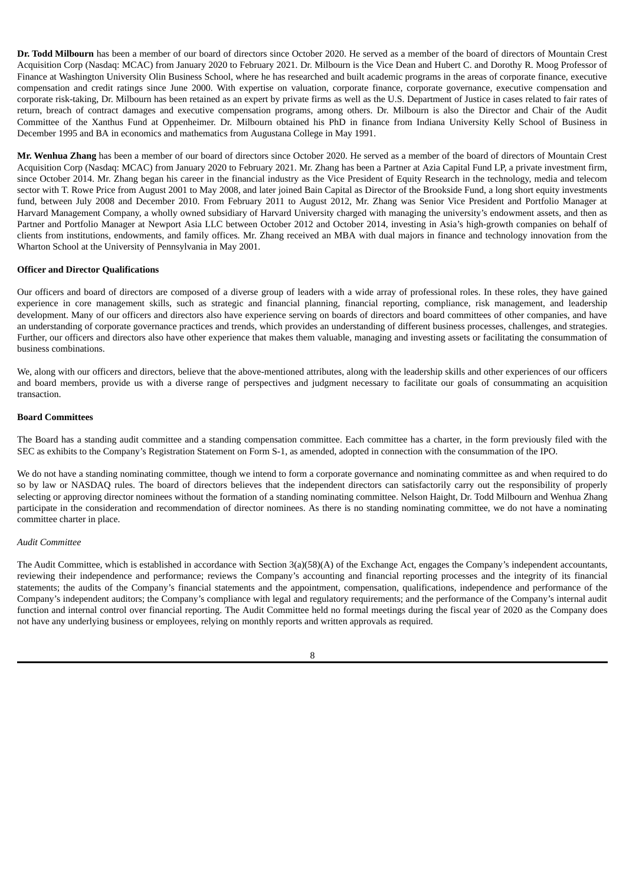**Dr. Todd Milbourn** has been a member of our board of directors since October 2020. He served as a member of the board of directors of Mountain Crest Acquisition Corp (Nasdaq: MCAC) from January 2020 to February 2021. Dr. Milbourn is the Vice Dean and Hubert C. and Dorothy R. Moog Professor of Finance at Washington University Olin Business School, where he has researched and built academic programs in the areas of corporate finance, executive compensation and credit ratings since June 2000. With expertise on valuation, corporate finance, corporate governance, executive compensation and corporate risk-taking, Dr. Milbourn has been retained as an expert by private firms as well as the U.S. Department of Justice in cases related to fair rates of return, breach of contract damages and executive compensation programs, among others. Dr. Milbourn is also the Director and Chair of the Audit Committee of the Xanthus Fund at Oppenheimer. Dr. Milbourn obtained his PhD in finance from Indiana University Kelly School of Business in December 1995 and BA in economics and mathematics from Augustana College in May 1991.

**Mr. Wenhua Zhang** has been a member of our board of directors since October 2020. He served as a member of the board of directors of Mountain Crest Acquisition Corp (Nasdaq: MCAC) from January 2020 to February 2021. Mr. Zhang has been a Partner at Azia Capital Fund LP, a private investment firm, since October 2014. Mr. Zhang began his career in the financial industry as the Vice President of Equity Research in the technology, media and telecom sector with T. Rowe Price from August 2001 to May 2008, and later joined Bain Capital as Director of the Brookside Fund, a long short equity investments fund, between July 2008 and December 2010. From February 2011 to August 2012, Mr. Zhang was Senior Vice President and Portfolio Manager at Harvard Management Company, a wholly owned subsidiary of Harvard University charged with managing the university's endowment assets, and then as Partner and Portfolio Manager at Newport Asia LLC between October 2012 and October 2014, investing in Asia's high-growth companies on behalf of clients from institutions, endowments, and family offices. Mr. Zhang received an MBA with dual majors in finance and technology innovation from the Wharton School at the University of Pennsylvania in May 2001.

**Officer and Director Qualifications**

Our officers and board of directors are composed of a diverse group of leaders with a wide array of professional roles. In these roles, they have gained experience in core management skills, such as strategic and financial planning, financial reporting, compliance, risk management, and leadership development. Many of our officers and directors also have experience serving on boards of directors and board committees of other companies, and have an understanding of corporate governance practices and trends, which provides an understanding of different business processes, challenges, and strategies. Further, our officers and directors also have other experience that makes them valuable, managing and investing assets or facilitating the consummation of business combinations.

We, along with our officers and directors, believe that the above-mentioned attributes, along with the leadership skills and other experiences of our officers and board members, provide us with a diverse range of perspectives and judgment necessary to facilitate our goals of consummating an acquisition transaction.

**Board Committees**

The Board has a standing audit committee and a standing compensation committee. Each committee has a charter, in the form previously filed with the SEC as exhibits to the Company's Registration Statement on Form S-1, as amended, adopted in connection with the consummation of the IPO.

We do not have a standing nominating committee, though we intend to form a corporate governance and nominating committee as and when required to do so by law or NASDAQ rules. The board of directors believes that the independent directors can satisfactorily carry out the responsibility of properly selecting or approving director nominees without the formation of a standing nominating committee. Nelson Haight, Dr. Todd Milbourn and Wenhua Zhang participate in the consideration and recommendation of director nominees. As there is no standing nominating committee, we do not have a nominating committee charter in place.

*Audit Committee*

The Audit Committee, which is established in accordance with Section 3(a)(58)(A) of the Exchange Act, engages the Company's independent accountants, reviewing their independence and performance; reviews the Company's accounting and financial reporting processes and the integrity of its financial statements; the audits of the Company's financial statements and the appointment, compensation, qualifications, independence and performance of the Company's independent auditors; the Company's compliance with legal and regulatory requirements; and the performance of the Company's internal audit function and internal control over financial reporting. The Audit Committee held no formal meetings during the fiscal year of 2020 as the Company does not have any underlying business or employees, relying on monthly reports and written approvals as required.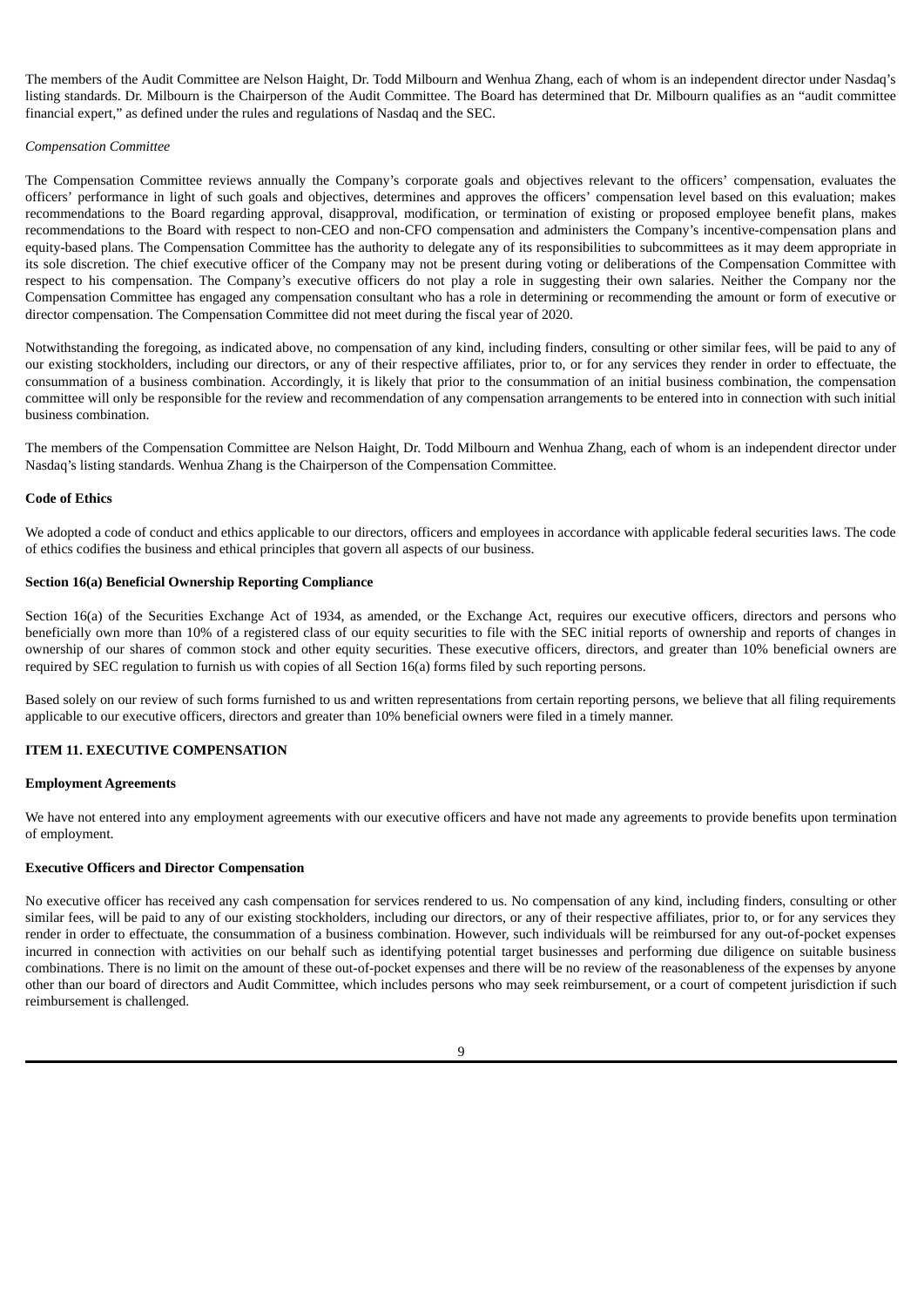The members of the Audit Committee are Nelson Haight, Dr. Todd Milbourn and Wenhua Zhang, each of whom is an independent director under Nasdaq's listing standards. Dr. Milbourn is the Chairperson of the Audit Committee. The Board has determined that Dr. Milbourn qualifies as an "audit committee financial expert," as defined under the rules and regulations of Nasdaq and the SEC.

*Compensation Committee*

The Compensation Committee reviews annually the Company's corporate goals and objectives relevant to the officers' compensation, evaluates the officers' performance in light of such goals and objectives, determines and approves the officers' compensation level based on this evaluation; makes recommendations to the Board regarding approval, disapproval, modification, or termination of existing or proposed employee benefit plans, makes recommendations to the Board with respect to non-CEO and non-CFO compensation and administers the Company's incentive-compensation plans and equity-based plans. The Compensation Committee has the authority to delegate any of its responsibilities to subcommittees as it may deem appropriate in its sole discretion. The chief executive officer of the Company may not be present during voting or deliberations of the Compensation Committee with respect to his compensation. The Company's executive officers do not play a role in suggesting their own salaries. Neither the Company nor the Compensation Committee has engaged any compensation consultant who has a role in determining or recommending the amount or form of executive or director compensation. The Compensation Committee did not meet during the fiscal year of 2020.

Notwithstanding the foregoing, as indicated above, no compensation of any kind, including finders, consulting or other similar fees, will be paid to any of our existing stockholders, including our directors, or any of their respective affiliates, prior to, or for any services they render in order to effectuate, the consummation of a business combination. Accordingly, it is likely that prior to the consummation of an initial business combination, the compensation committee will only be responsible for the review and recommendation of any compensation arrangements to be entered into in connection with such initial business combination.

The members of the Compensation Committee are Nelson Haight, Dr. Todd Milbourn and Wenhua Zhang, each of whom is an independent director under Nasdaq's listing standards. Wenhua Zhang is the Chairperson of the Compensation Committee.

**Code of Ethics**

We adopted a code of conduct and ethics applicable to our directors, officers and employees in accordance with applicable federal securities laws. The code of ethics codifies the business and ethical principles that govern all aspects of our business.

**Section 16(a) Beneficial Ownership Reporting Compliance**

Section 16(a) of the Securities Exchange Act of 1934, as amended, or the Exchange Act, requires our executive officers, directors and persons who beneficially own more than 10% of a registered class of our equity securities to file with the SEC initial reports of ownership and reports of changes in ownership of our shares of common stock and other equity securities. These executive officers, directors, and greater than 10% beneficial owners are required by SEC regulation to furnish us with copies of all Section 16(a) forms filed by such reporting persons.

Based solely on our review of such forms furnished to us and written representations from certain reporting persons, we believe that all filing requirements applicable to our executive officers, directors and greater than 10% beneficial owners were filed in a timely manner.

## ITEM 11. EXECUTIVE COMPENSATION

**Employment Agreements**

We have not entered into any employment agreements with our executive officers and have not made any agreements to provide benefits upon termination of employment.

**Executive Officers and Director Compensation**

No executive officer has received any cash compensation for services rendered to us. No compensation of any kind, including finders, consulting or other similar fees, will be paid to any of our existing stockholders, including our directors, or any of their respective affiliates, prior to, or for any services they render in order to effectuate, the consummation of a business combination. However, such individuals will be reimbursed for any out-of-pocket expenses incurred in connection with activities on our behalf such as identifying potential target businesses and performing due diligence on suitable business combinations. There is no limit on the amount of these out-of-pocket expenses and there will be no review of the reasonableness of the expenses by anyone other than our board of directors and Audit Committee, which includes persons who may seek reimbursement, or a court of competent jurisdiction if such reimbursement is challenged.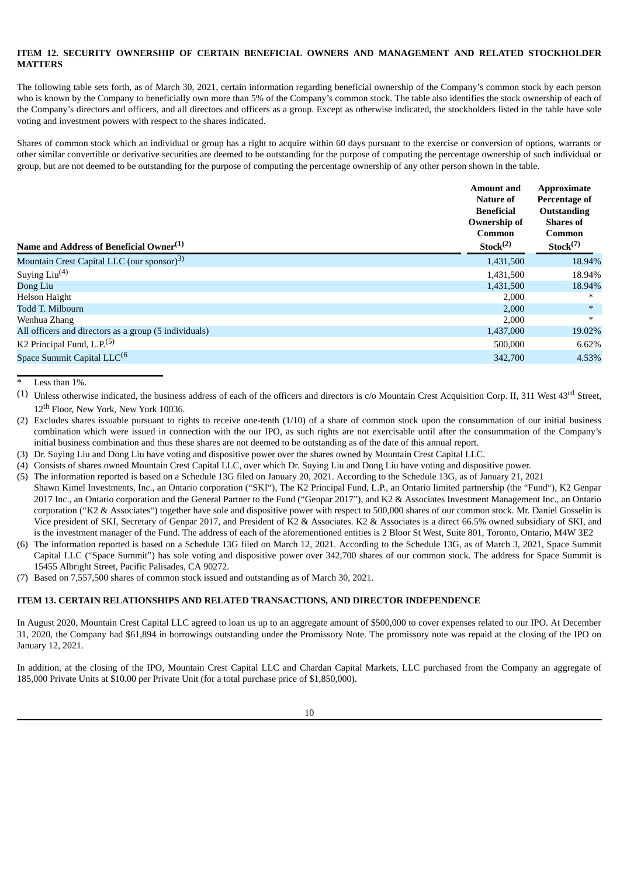## ITEM 12. SECURITY OWNERSHIP OF CERTAIN BENEFICIAL OWNERS AND MANAGEMENT AND RELATED STOCKHOLDER MATTERS

The following table sets forth, as of March 30, 2021, certain information regarding beneficial ownership of the Company's common stock by each person who is known by the Company to beneficially own more than 5% of the Company's common stock. The table also identifies the stock ownership of each of the Company's directors and officers, and all directors and officers as a group. Except as otherwise indicated, the stockholders listed in the table have sole voting and investment powers with respect to the shares indicated.

Shares of common stock which an individual or group has a right to acquire within 60 days pursuant to the exercise or conversion of options, warrants or other similar convertible or derivative securities are deemed to be outstanding for the purpose of computing the percentage ownership of such individual or group, but are not deemed to be outstanding for the purpose of computing the percentage ownership of any other person shown in the table.

| Name and Address of Beneficial Owner[(1)] | Amount and Nature of Beneficial Ownership of Common Stock[(2)] | Approximate Percentage of Outstanding Shares of Common Stock[(7)] |
|---|---|---|
| Mountain Crest Capital LLC (our sponsor)[3)] | 1,431,500 | 18.94% |
| Suying Liu[(4)] | 1,431,500 | 18.94% |
| Dong Liu | 1,431,500 | 18.94% |
| Helson Haight | 2,000 | * |
| Todd T. Milbourn | 2,000 | * |
| Wenhua Zhang | 2,000 | * |
| All officers and directors as a group (5 individuals) | 1,437,000 | 19.02% |
| K2 Principal Fund, L.P.[(5)] | 500,000 | 6.62% |
| Space Summit Capital LLC[(6] | 342,700 | 4.53% |

\* Less than 1%.

(1) Unless otherwise indicated, the business address of each of the officers and directors is c/o Mountain Crest Acquisition Corp. II, 311 West 43rd Street, 12th Floor, New York, New York 10036.

(2) Excludes shares issuable pursuant to rights to receive one-tenth (1/10) of a share of common stock upon the consummation of our initial business combination which were issued in connection with the our IPO, as such rights are not exercisable until after the consummation of the Company's initial business combination and thus these shares are not deemed to be outstanding as of the date of this annual report.

(3) Dr. Suying Liu and Dong Liu have voting and dispositive power over the shares owned by Mountain Crest Capital LLC.

(4) Consists of shares owned Mountain Crest Capital LLC, over which Dr. Suying Liu and Dong Liu have voting and dispositive power.

(5) The information reported is based on a Schedule 13G filed on January 20, 2021. According to the Schedule 13G, as of January 21, 2021 Shawn Kimel Investments, Inc., an Ontario corporation ("SKI"), The K2 Principal Fund, L.P., an Ontario limited partnership (the "Fund"), K2 Genpar 2017 Inc., an Ontario corporation and the General Partner to the Fund ("Genpar 2017"), and K2 & Associates Investment Management Inc., an Ontario corporation ("K2 & Associates") together have sole and dispositive power with respect to 500,000 shares of our common stock. Mr. Daniel Gosselin is Vice president of SKI, Secretary of Genpar 2017, and President of K2 & Associates. K2 & Associates is a direct 66.5% owned subsidiary of SKI, and is the investment manager of the Fund. The address of each of the aforementioned entities is 2 Bloor St West, Suite 801, Toronto, Ontario, M4W 3E2

(6) The information reported is based on a Schedule 13G filed on March 12, 2021. According to the Schedule 13G, as of March 3, 2021, Space Summit Capital LLC ("Space Summit") has sole voting and dispositive power over 342,700 shares of our common stock. The address for Space Summit is 15455 Albright Street, Pacific Palisades, CA 90272.

(7) Based on 7,557,500 shares of common stock issued and outstanding as of March 30, 2021.

## ITEM 13. CERTAIN RELATIONSHIPS AND RELATED TRANSACTIONS, AND DIRECTOR INDEPENDENCE

In August 2020, Mountain Crest Capital LLC agreed to loan us up to an aggregate amount of $500,000 to cover expenses related to our IPO. At December 31, 2020, the Company had $61,894 in borrowings outstanding under the Promissory Note. The promissory note was repaid at the closing of the IPO on January 12, 2021.

In addition, at the closing of the IPO, Mountain Crest Capital LLC and Chardan Capital Markets, LLC purchased from the Company an aggregate of 185,000 Private Units at $10.00 per Private Unit (for a total purchase price of $1,850,000).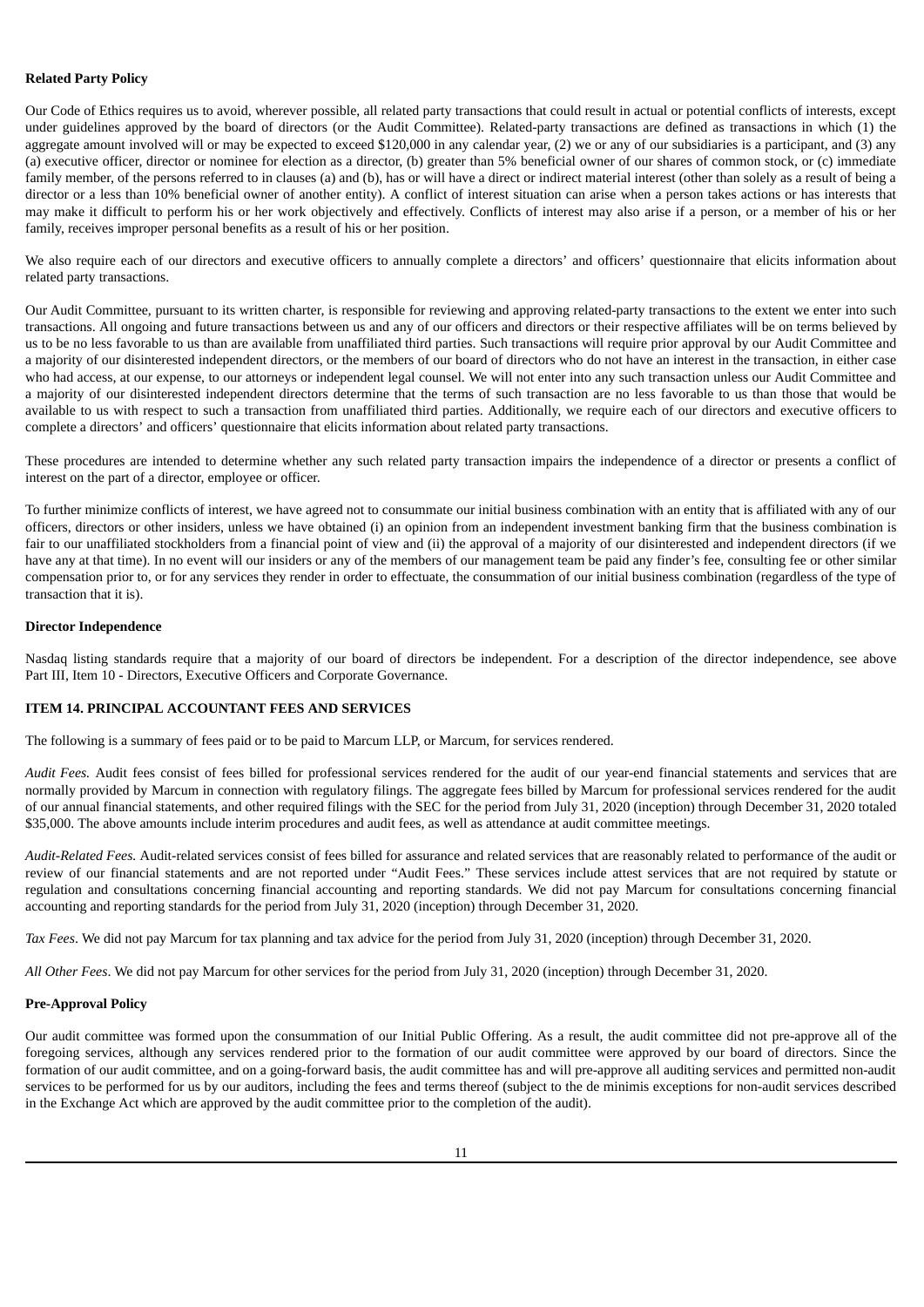**Related Party Policy**

Our Code of Ethics requires us to avoid, wherever possible, all related party transactions that could result in actual or potential conflicts of interests, except under guidelines approved by the board of directors (or the Audit Committee). Related-party transactions are defined as transactions in which (1) the aggregate amount involved will or may be expected to exceed $120,000 in any calendar year, (2) we or any of our subsidiaries is a participant, and (3) any (a) executive officer, director or nominee for election as a director, (b) greater than 5% beneficial owner of our shares of common stock, or (c) immediate family member, of the persons referred to in clauses (a) and (b), has or will have a direct or indirect material interest (other than solely as a result of being a director or a less than 10% beneficial owner of another entity). A conflict of interest situation can arise when a person takes actions or has interests that may make it difficult to perform his or her work objectively and effectively. Conflicts of interest may also arise if a person, or a member of his or her family, receives improper personal benefits as a result of his or her position.

We also require each of our directors and executive officers to annually complete a directors' and officers' questionnaire that elicits information about related party transactions.

Our Audit Committee, pursuant to its written charter, is responsible for reviewing and approving related-party transactions to the extent we enter into such transactions. All ongoing and future transactions between us and any of our officers and directors or their respective affiliates will be on terms believed by us to be no less favorable to us than are available from unaffiliated third parties. Such transactions will require prior approval by our Audit Committee and a majority of our disinterested independent directors, or the members of our board of directors who do not have an interest in the transaction, in either case who had access, at our expense, to our attorneys or independent legal counsel. We will not enter into any such transaction unless our Audit Committee and a majority of our disinterested independent directors determine that the terms of such transaction are no less favorable to us than those that would be available to us with respect to such a transaction from unaffiliated third parties. Additionally, we require each of our directors and executive officers to complete a directors' and officers' questionnaire that elicits information about related party transactions.

These procedures are intended to determine whether any such related party transaction impairs the independence of a director or presents a conflict of interest on the part of a director, employee or officer.

To further minimize conflicts of interest, we have agreed not to consummate our initial business combination with an entity that is affiliated with any of our officers, directors or other insiders, unless we have obtained (i) an opinion from an independent investment banking firm that the business combination is fair to our unaffiliated stockholders from a financial point of view and (ii) the approval of a majority of our disinterested and independent directors (if we have any at that time). In no event will our insiders or any of the members of our management team be paid any finder's fee, consulting fee or other similar compensation prior to, or for any services they render in order to effectuate, the consummation of our initial business combination (regardless of the type of transaction that it is).

**Director Independence**

Nasdaq listing standards require that a majority of our board of directors be independent. For a description of the director independence, see above Part III, Item 10 - Directors, Executive Officers and Corporate Governance.

## ITEM 14. PRINCIPAL ACCOUNTANT FEES AND SERVICES

The following is a summary of fees paid or to be paid to Marcum LLP, or Marcum, for services rendered.

*Audit Fees.* Audit fees consist of fees billed for professional services rendered for the audit of our year-end financial statements and services that are normally provided by Marcum in connection with regulatory filings. The aggregate fees billed by Marcum for professional services rendered for the audit of our annual financial statements, and other required filings with the SEC for the period from July 31, 2020 (inception) through December 31, 2020 totaled $35,000. The above amounts include interim procedures and audit fees, as well as attendance at audit committee meetings.

*Audit-Related Fees.* Audit-related services consist of fees billed for assurance and related services that are reasonably related to performance of the audit or review of our financial statements and are not reported under "Audit Fees." These services include attest services that are not required by statute or regulation and consultations concerning financial accounting and reporting standards. We did not pay Marcum for consultations concerning financial accounting and reporting standards for the period from July 31, 2020 (inception) through December 31, 2020.

*Tax Fees*. We did not pay Marcum for tax planning and tax advice for the period from July 31, 2020 (inception) through December 31, 2020.

*All Other Fees*. We did not pay Marcum for other services for the period from July 31, 2020 (inception) through December 31, 2020.

**Pre-Approval Policy**

Our audit committee was formed upon the consummation of our Initial Public Offering. As a result, the audit committee did not pre-approve all of the foregoing services, although any services rendered prior to the formation of our audit committee were approved by our board of directors. Since the formation of our audit committee, and on a going-forward basis, the audit committee has and will pre-approve all auditing services and permitted non-audit services to be performed for us by our auditors, including the fees and terms thereof (subject to the de minimis exceptions for non-audit services described in the Exchange Act which are approved by the audit committee prior to the completion of the audit).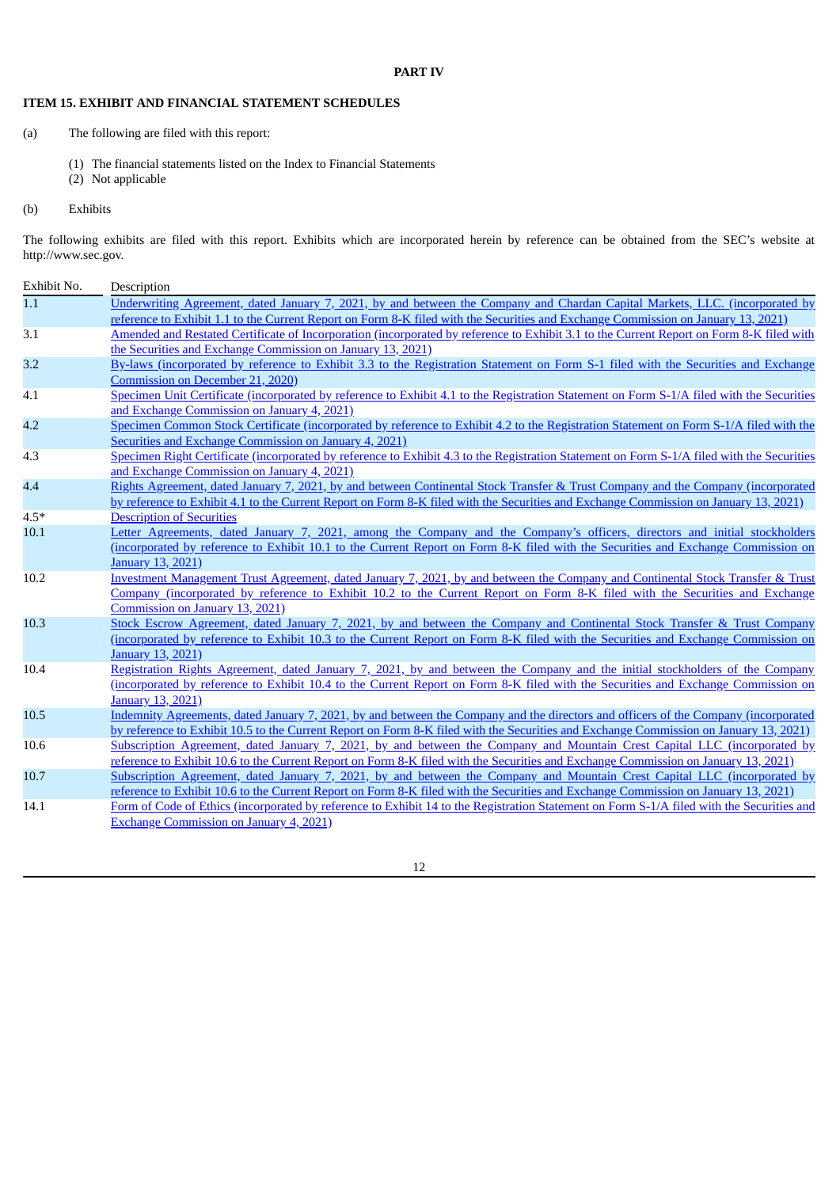# PART IV

## ITEM 15. EXHIBIT AND FINANCIAL STATEMENT SCHEDULES

(a) The following are filed with this report:

(1) The financial statements listed on the Index to Financial Statements
(2) Not applicable

(b) Exhibits

The following exhibits are filed with this report. Exhibits which are incorporated herein by reference can be obtained from the SEC's website at http://www.sec.gov.

| Exhibit No. | Description |
|---|---|
| 1.1 | Underwriting Agreement, dated January 7, 2021, by and between the Company and Chardan Capital Markets, LLC. (incorporated by reference to Exhibit 1.1 to the Current Report on Form 8-K filed with the Securities and Exchange Commission on January 13, 2021) |
| 3.1 | Amended and Restated Certificate of Incorporation (incorporated by reference to Exhibit 3.1 to the Current Report on Form 8-K filed with the Securities and Exchange Commission on January 13, 2021) |
| 3.2 | By-laws (incorporated by reference to Exhibit 3.3 to the Registration Statement on Form S-1 filed with the Securities and Exchange Commission on December 21, 2020) |
| 4.1 | Specimen Unit Certificate (incorporated by reference to Exhibit 4.1 to the Registration Statement on Form S-1/A filed with the Securities and Exchange Commission on January 4, 2021) |
| 4.2 | Specimen Common Stock Certificate (incorporated by reference to Exhibit 4.2 to the Registration Statement on Form S-1/A filed with the Securities and Exchange Commission on January 4, 2021) |
| 4.3 | Specimen Right Certificate (incorporated by reference to Exhibit 4.3 to the Registration Statement on Form S-1/A filed with the Securities and Exchange Commission on January 4, 2021) |
| 4.4 | Rights Agreement, dated January 7, 2021, by and between Continental Stock Transfer & Trust Company and the Company (incorporated by reference to Exhibit 4.1 to the Current Report on Form 8-K filed with the Securities and Exchange Commission on January 13, 2021) |
| 4.5* | Description of Securities |
| 10.1 | Letter Agreements, dated January 7, 2021, among the Company and the Company's officers, directors and initial stockholders (incorporated by reference to Exhibit 10.1 to the Current Report on Form 8-K filed with the Securities and Exchange Commission on January 13, 2021) |
| 10.2 | Investment Management Trust Agreement, dated January 7, 2021, by and between the Company and Continental Stock Transfer & Trust Company (incorporated by reference to Exhibit 10.2 to the Current Report on Form 8-K filed with the Securities and Exchange Commission on January 13, 2021) |
| 10.3 | Stock Escrow Agreement, dated January 7, 2021, by and between the Company and Continental Stock Transfer & Trust Company (incorporated by reference to Exhibit 10.3 to the Current Report on Form 8-K filed with the Securities and Exchange Commission on January 13, 2021) |
| 10.4 | Registration Rights Agreement, dated January 7, 2021, by and between the Company and the initial stockholders of the Company (incorporated by reference to Exhibit 10.4 to the Current Report on Form 8-K filed with the Securities and Exchange Commission on January 13, 2021) |
| 10.5 | Indemnity Agreements, dated January 7, 2021, by and between the Company and the directors and officers of the Company (incorporated by reference to Exhibit 10.5 to the Current Report on Form 8-K filed with the Securities and Exchange Commission on January 13, 2021) |
| 10.6 | Subscription Agreement, dated January 7, 2021, by and between the Company and Mountain Crest Capital LLC (incorporated by reference to Exhibit 10.6 to the Current Report on Form 8-K filed with the Securities and Exchange Commission on January 13, 2021) |
| 10.7 | Subscription Agreement, dated January 7, 2021, by and between the Company and Mountain Crest Capital LLC (incorporated by reference to Exhibit 10.6 to the Current Report on Form 8-K filed with the Securities and Exchange Commission on January 13, 2021) |
| 14.1 | Form of Code of Ethics (incorporated by reference to Exhibit 14 to the Registration Statement on Form S-1/A filed with the Securities and Exchange Commission on January 4, 2021) |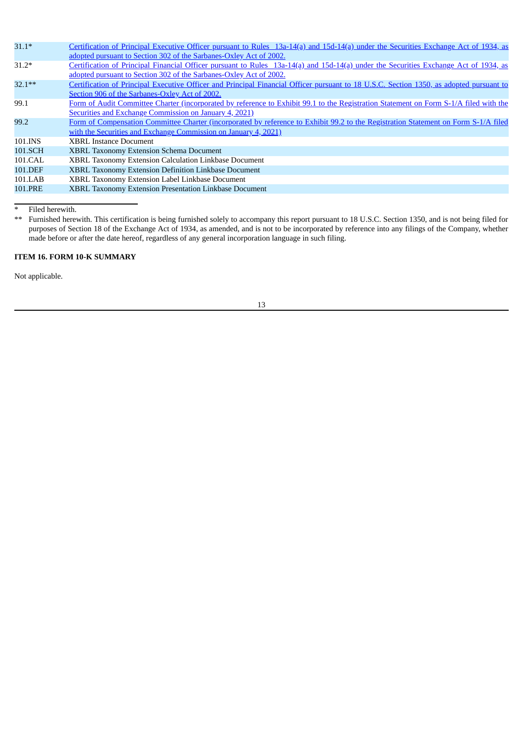| | |
|---|---|
| 31.1* | Certification of Principal Executive Officer pursuant to Rules 13a-14(a) and 15d-14(a) under the Securities Exchange Act of 1934, as adopted pursuant to Section 302 of the Sarbanes-Oxley Act of 2002. |
| 31.2* | Certification of Principal Financial Officer pursuant to Rules 13a-14(a) and 15d-14(a) under the Securities Exchange Act of 1934, as adopted pursuant to Section 302 of the Sarbanes-Oxley Act of 2002. |
| 32.1** | Certification of Principal Executive Officer and Principal Financial Officer pursuant to 18 U.S.C. Section 1350, as adopted pursuant to Section 906 of the Sarbanes-Oxley Act of 2002. |
| 99.1 | Form of Audit Committee Charter (incorporated by reference to Exhibit 99.1 to the Registration Statement on Form S-1/A filed with the Securities and Exchange Commission on January 4, 2021) |
| 99.2 | Form of Compensation Committee Charter (incorporated by reference to Exhibit 99.2 to the Registration Statement on Form S-1/A filed with the Securities and Exchange Commission on January 4, 2021) |
| 101.INS | XBRL Instance Document |
| 101.SCH | XBRL Taxonomy Extension Schema Document |
| 101.CAL | XBRL Taxonomy Extension Calculation Linkbase Document |
| 101.DEF | XBRL Taxonomy Extension Definition Linkbase Document |
| 101.LAB | XBRL Taxonomy Extension Label Linkbase Document |
| 101.PRE | XBRL Taxonomy Extension Presentation Linkbase Document |

\* Filed herewith.

\*\* Furnished herewith. This certification is being furnished solely to accompany this report pursuant to 18 U.S.C. Section 1350, and is not being filed for purposes of Section 18 of the Exchange Act of 1934, as amended, and is not to be incorporated by reference into any filings of the Company, whether made before or after the date hereof, regardless of any general incorporation language in such filing.

**ITEM 16. FORM 10-K SUMMARY**

Not applicable.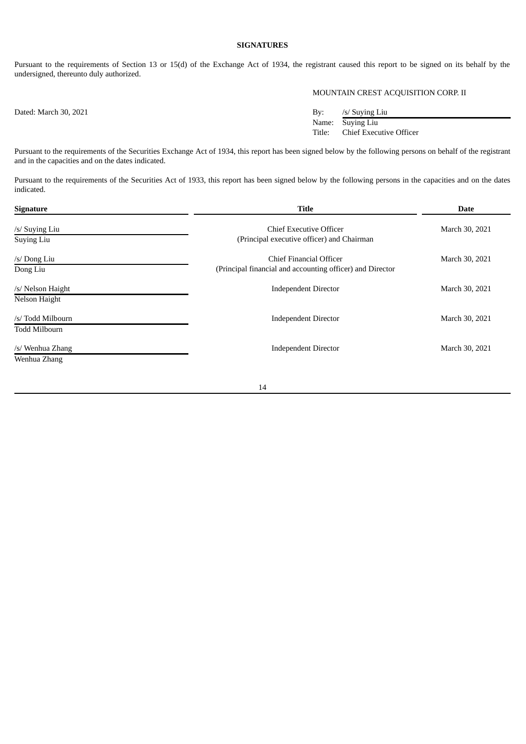**SIGNATURES**

Pursuant to the requirements of Section 13 or 15(d) of the Exchange Act of 1934, the registrant caused this report to be signed on its behalf by the undersigned, thereunto duly authorized.

MOUNTAIN CREST ACQUISITION CORP. II

Dated: March 30, 2021

By: /s/ Suying Liu
Name: Suying Liu
Title: Chief Executive Officer

Pursuant to the requirements of the Securities Exchange Act of 1934, this report has been signed below by the following persons on behalf of the registrant and in the capacities and on the dates indicated.

Pursuant to the requirements of the Securities Act of 1933, this report has been signed below by the following persons in the capacities and on the dates indicated.

| Signature | Title | Date |
|---|---|---|
| /s/ Suying Liu<br>Suying Liu | Chief Executive Officer<br>(Principal executive officer) and Chairman | March 30, 2021 |
| /s/ Dong Liu<br>Dong Liu | Chief Financial Officer<br>(Principal financial and accounting officer) and Director | March 30, 2021 |
| /s/ Nelson Haight<br>Nelson Haight | Independent Director | March 30, 2021 |
| /s/ Todd Milbourn<br>Todd Milbourn | Independent Director | March 30, 2021 |
| /s/ Wenhua Zhang<br>Wenhua Zhang | Independent Director | March 30, 2021 |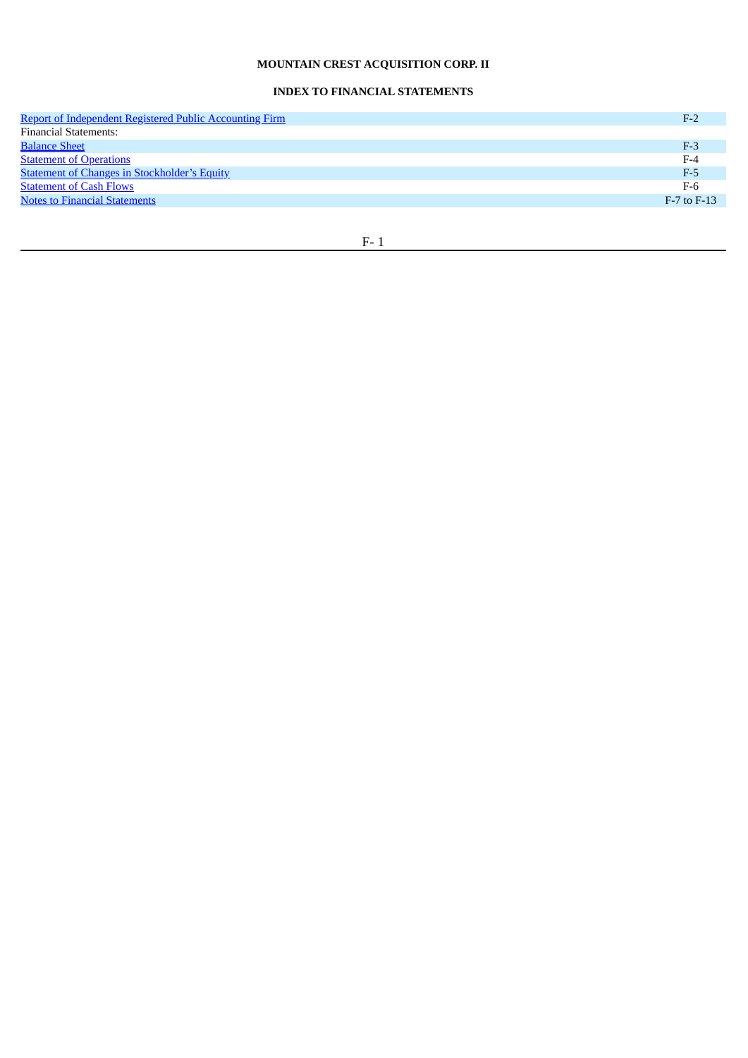**MOUNTAIN CREST ACQUISITION CORP. II**

**INDEX TO FINANCIAL STATEMENTS**

| | |
|---|---|
| Report of Independent Registered Public Accounting Firm | F-2 |
| Financial Statements: | |
| Balance Sheet | F-3 |
| Statement of Operations | F-4 |
| Statement of Changes in Stockholder's Equity | F-5 |
| Statement of Cash Flows | F-6 |
| Notes to Financial Statements | F-7 to F-13 |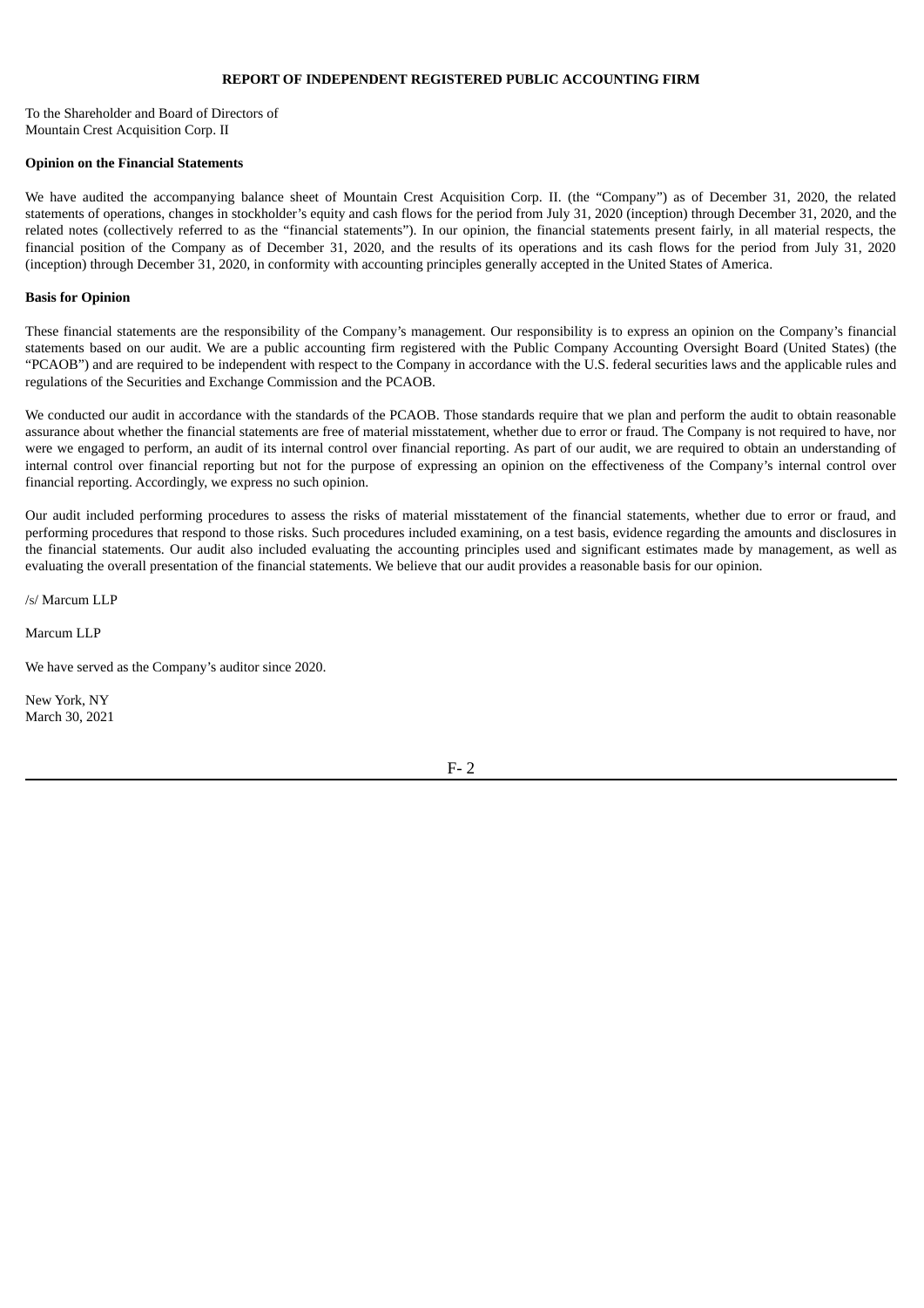**REPORT OF INDEPENDENT REGISTERED PUBLIC ACCOUNTING FIRM**

To the Shareholder and Board of Directors of
Mountain Crest Acquisition Corp. II

**Opinion on the Financial Statements**

We have audited the accompanying balance sheet of Mountain Crest Acquisition Corp. II. (the "Company") as of December 31, 2020, the related statements of operations, changes in stockholder's equity and cash flows for the period from July 31, 2020 (inception) through December 31, 2020, and the related notes (collectively referred to as the "financial statements"). In our opinion, the financial statements present fairly, in all material respects, the financial position of the Company as of December 31, 2020, and the results of its operations and its cash flows for the period from July 31, 2020 (inception) through December 31, 2020, in conformity with accounting principles generally accepted in the United States of America.

**Basis for Opinion**

These financial statements are the responsibility of the Company's management. Our responsibility is to express an opinion on the Company's financial statements based on our audit. We are a public accounting firm registered with the Public Company Accounting Oversight Board (United States) (the "PCAOB") and are required to be independent with respect to the Company in accordance with the U.S. federal securities laws and the applicable rules and regulations of the Securities and Exchange Commission and the PCAOB.

We conducted our audit in accordance with the standards of the PCAOB. Those standards require that we plan and perform the audit to obtain reasonable assurance about whether the financial statements are free of material misstatement, whether due to error or fraud. The Company is not required to have, nor were we engaged to perform, an audit of its internal control over financial reporting. As part of our audit, we are required to obtain an understanding of internal control over financial reporting but not for the purpose of expressing an opinion on the effectiveness of the Company's internal control over financial reporting. Accordingly, we express no such opinion.

Our audit included performing procedures to assess the risks of material misstatement of the financial statements, whether due to error or fraud, and performing procedures that respond to those risks. Such procedures included examining, on a test basis, evidence regarding the amounts and disclosures in the financial statements. Our audit also included evaluating the accounting principles used and significant estimates made by management, as well as evaluating the overall presentation of the financial statements. We believe that our audit provides a reasonable basis for our opinion.

/s/ Marcum LLP

Marcum LLP

We have served as the Company's auditor since 2020.

New York, NY
March 30, 2021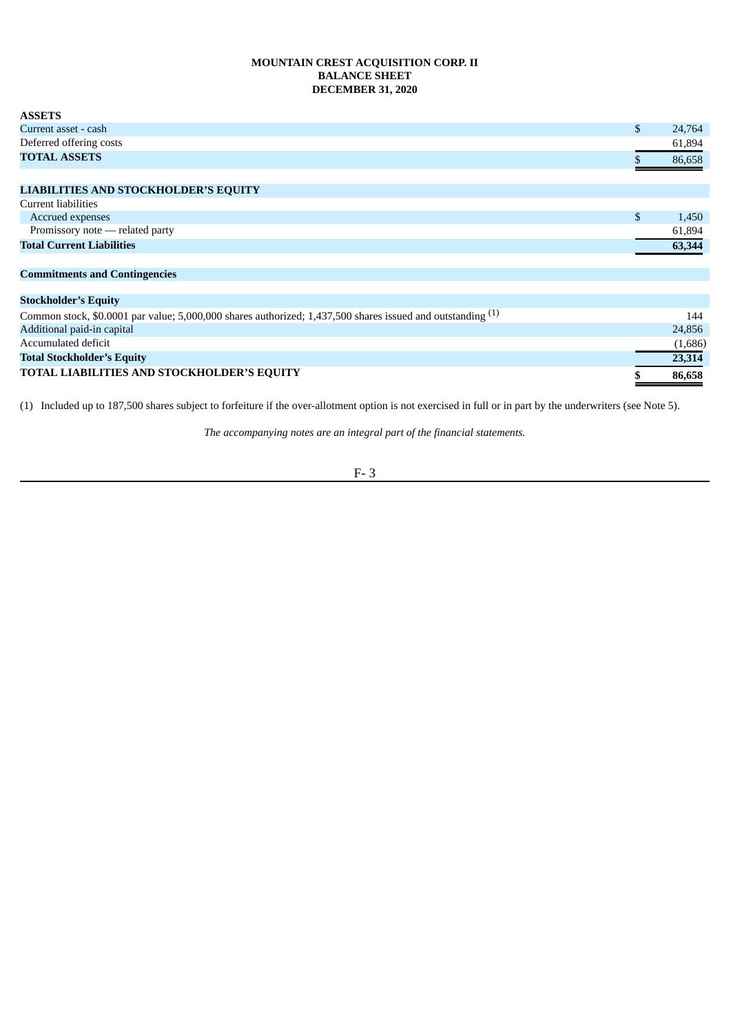**MOUNTAIN CREST ACQUISITION CORP. II**
**BALANCE SHEET**
**DECEMBER 31, 2020**

| | | |
|---|---|---|
| **ASSETS** | | |
| Current asset - cash | $ | 24,764 |
| Deferred offering costs | | 61,894 |
| **TOTAL ASSETS** | $ | 86,658 |
| | | |
| **LIABILITIES AND STOCKHOLDER'S EQUITY** | | |
| Current liabilities | | |
| Accrued expenses | $ | 1,450 |
| Promissory note — related party | | 61,894 |
| **Total Current Liabilities** | | **63,344** |
| | | |
| **Commitments and Contingencies** | | |
| | | |
| **Stockholder's Equity** | | |
| Common stock, $0.0001 par value; 5,000,000 shares authorized; 1,437,500 shares issued and outstanding (1) | | 144 |
| Additional paid-in capital | | 24,856 |
| Accumulated deficit | | (1,686) |
| **Total Stockholder's Equity** | | **23,314** |
| **TOTAL LIABILITIES AND STOCKHOLDER'S EQUITY** | **$** | **86,658** |

(1) Included up to 187,500 shares subject to forfeiture if the over-allotment option is not exercised in full or in part by the underwriters (see Note 5).

*The accompanying notes are an integral part of the financial statements.*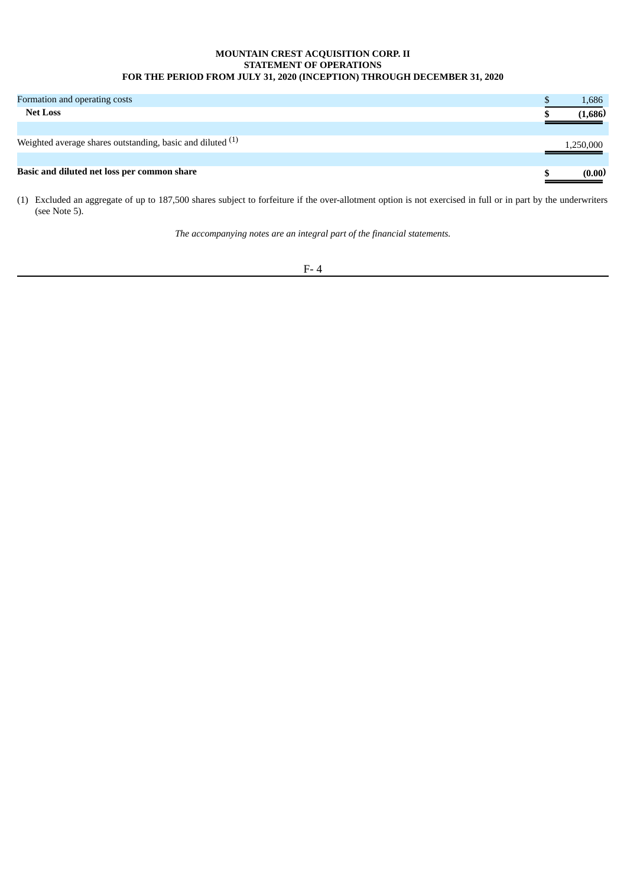**MOUNTAIN CREST ACQUISITION CORP. II**
**STATEMENT OF OPERATIONS**
**FOR THE PERIOD FROM JULY 31, 2020 (INCEPTION) THROUGH DECEMBER 31, 2020**

| | |
|---|---|
| Formation and operating costs | $ 1,686 |
| **Net Loss** | **$ (1,686)** |
| | |
| Weighted average shares outstanding, basic and diluted (1) | 1,250,000 |
| | |
| **Basic and diluted net loss per common share** | **$ (0.00)** |

(1) Excluded an aggregate of up to 187,500 shares subject to forfeiture if the over-allotment option is not exercised in full or in part by the underwriters (see Note 5).

*The accompanying notes are an integral part of the financial statements.*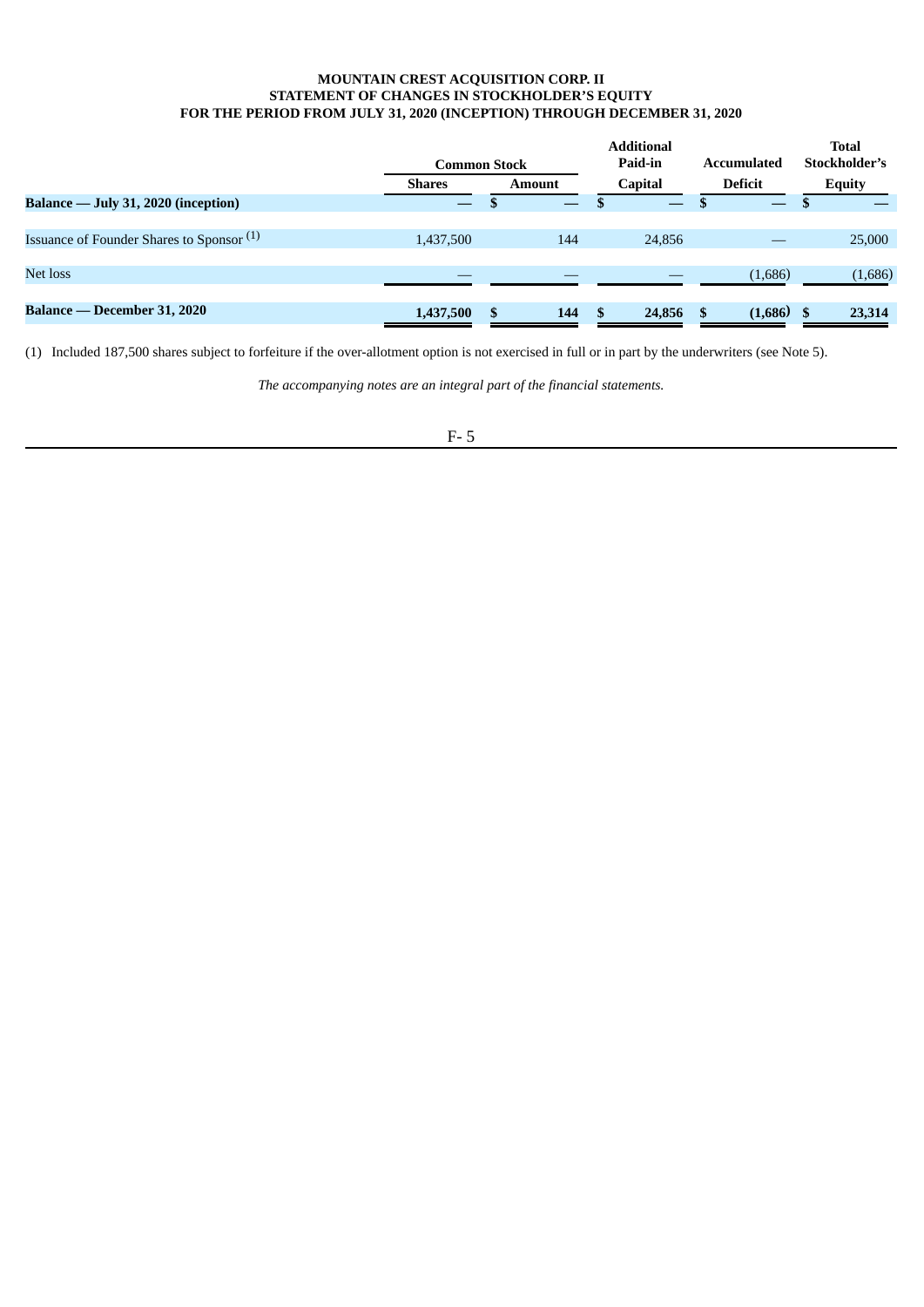**MOUNTAIN CREST ACQUISITION CORP. II**
**STATEMENT OF CHANGES IN STOCKHOLDER'S EQUITY**
**FOR THE PERIOD FROM JULY 31, 2020 (INCEPTION) THROUGH DECEMBER 31, 2020**

| | Common Stock | | Additional Paid-in Capital | Accumulated Deficit | Total Stockholder's Equity |
|---|---|---|---|---|---|
| | Shares | Amount | | | |
| **Balance — July 31, 2020 (inception)** | — | $ — | $ — | $ — | $ — |
| Issuance of Founder Shares to Sponsor (1) | 1,437,500 | 144 | 24,856 | — | 25,000 |
| Net loss | — | — | — | (1,686) | (1,686) |
| **Balance — December 31, 2020** | **1,437,500** | **$ 144** | **$ 24,856** | **$ (1,686)** | **$ 23,314** |

(1) Included 187,500 shares subject to forfeiture if the over-allotment option is not exercised in full or in part by the underwriters (see Note 5).

*The accompanying notes are an integral part of the financial statements.*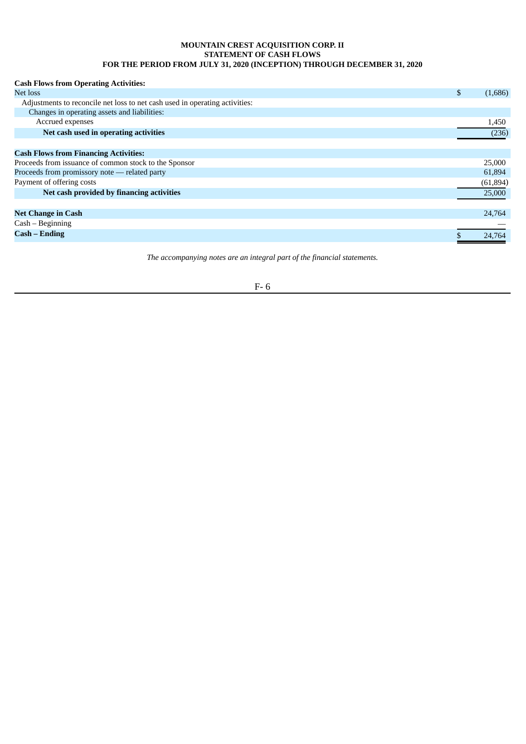**MOUNTAIN CREST ACQUISITION CORP. II**
**STATEMENT OF CASH FLOWS**
**FOR THE PERIOD FROM JULY 31, 2020 (INCEPTION) THROUGH DECEMBER 31, 2020**

| | |
|---|---|
| **Cash Flows from Operating Activities:** | |
| Net loss | $ (1,686) |
| Adjustments to reconcile net loss to net cash used in operating activities: | |
| Changes in operating assets and liabilities: | |
| Accrued expenses | 1,450 |
| **Net cash used in operating activities** | (236) |
| | |
| **Cash Flows from Financing Activities:** | |
| Proceeds from issuance of common stock to the Sponsor | 25,000 |
| Proceeds from promissory note — related party | 61,894 |
| Payment of offering costs | (61,894) |
| **Net cash provided by financing activities** | 25,000 |
| | |
| **Net Change in Cash** | 24,764 |
| Cash – Beginning | — |
| **Cash – Ending** | $ 24,764 |

*The accompanying notes are an integral part of the financial statements.*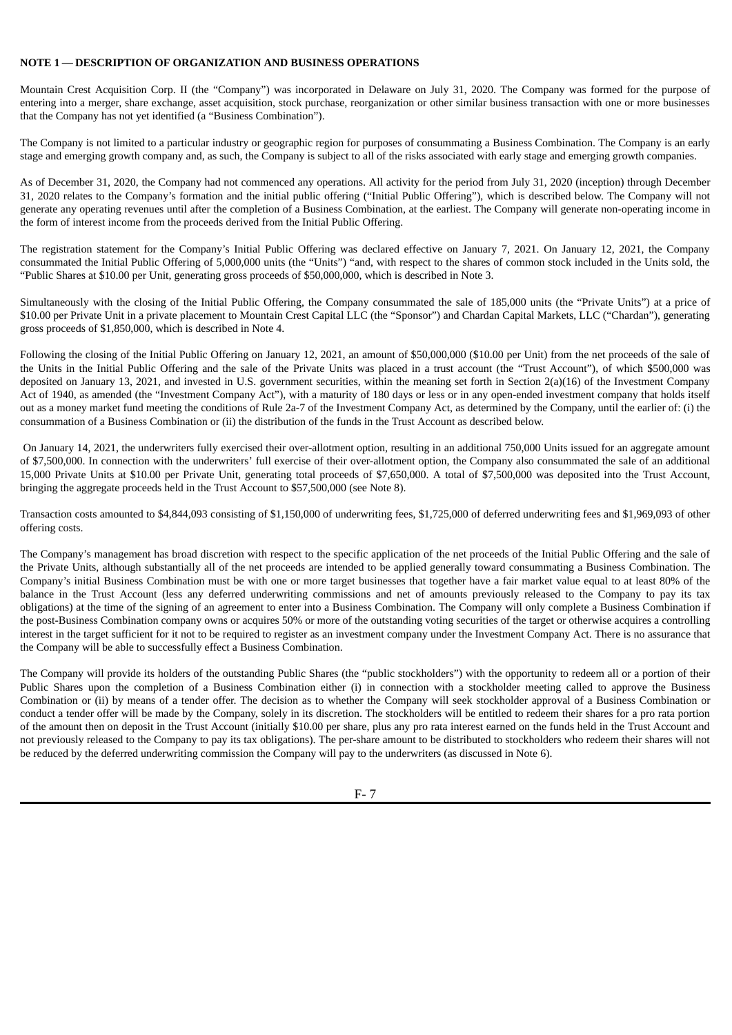**NOTE 1 — DESCRIPTION OF ORGANIZATION AND BUSINESS OPERATIONS**

Mountain Crest Acquisition Corp. II (the "Company") was incorporated in Delaware on July 31, 2020. The Company was formed for the purpose of entering into a merger, share exchange, asset acquisition, stock purchase, reorganization or other similar business transaction with one or more businesses that the Company has not yet identified (a "Business Combination").

The Company is not limited to a particular industry or geographic region for purposes of consummating a Business Combination. The Company is an early stage and emerging growth company and, as such, the Company is subject to all of the risks associated with early stage and emerging growth companies.

As of December 31, 2020, the Company had not commenced any operations. All activity for the period from July 31, 2020 (inception) through December 31, 2020 relates to the Company's formation and the initial public offering ("Initial Public Offering"), which is described below. The Company will not generate any operating revenues until after the completion of a Business Combination, at the earliest. The Company will generate non-operating income in the form of interest income from the proceeds derived from the Initial Public Offering.

The registration statement for the Company's Initial Public Offering was declared effective on January 7, 2021. On January 12, 2021, the Company consummated the Initial Public Offering of 5,000,000 units (the "Units") "and, with respect to the shares of common stock included in the Units sold, the "Public Shares at $10.00 per Unit, generating gross proceeds of $50,000,000, which is described in Note 3.

Simultaneously with the closing of the Initial Public Offering, the Company consummated the sale of 185,000 units (the "Private Units") at a price of $10.00 per Private Unit in a private placement to Mountain Crest Capital LLC (the "Sponsor") and Chardan Capital Markets, LLC ("Chardan"), generating gross proceeds of $1,850,000, which is described in Note 4.

Following the closing of the Initial Public Offering on January 12, 2021, an amount of $50,000,000 ($10.00 per Unit) from the net proceeds of the sale of the Units in the Initial Public Offering and the sale of the Private Units was placed in a trust account (the "Trust Account"), of which $500,000 was deposited on January 13, 2021, and invested in U.S. government securities, within the meaning set forth in Section 2(a)(16) of the Investment Company Act of 1940, as amended (the "Investment Company Act"), with a maturity of 180 days or less or in any open-ended investment company that holds itself out as a money market fund meeting the conditions of Rule 2a-7 of the Investment Company Act, as determined by the Company, until the earlier of: (i) the consummation of a Business Combination or (ii) the distribution of the funds in the Trust Account as described below.

On January 14, 2021, the underwriters fully exercised their over-allotment option, resulting in an additional 750,000 Units issued for an aggregate amount of $7,500,000. In connection with the underwriters' full exercise of their over-allotment option, the Company also consummated the sale of an additional 15,000 Private Units at $10.00 per Private Unit, generating total proceeds of $7,650,000. A total of $7,500,000 was deposited into the Trust Account, bringing the aggregate proceeds held in the Trust Account to $57,500,000 (see Note 8).

Transaction costs amounted to $4,844,093 consisting of $1,150,000 of underwriting fees, $1,725,000 of deferred underwriting fees and $1,969,093 of other offering costs.

The Company's management has broad discretion with respect to the specific application of the net proceeds of the Initial Public Offering and the sale of the Private Units, although substantially all of the net proceeds are intended to be applied generally toward consummating a Business Combination. The Company's initial Business Combination must be with one or more target businesses that together have a fair market value equal to at least 80% of the balance in the Trust Account (less any deferred underwriting commissions and net of amounts previously released to the Company to pay its tax obligations) at the time of the signing of an agreement to enter into a Business Combination. The Company will only complete a Business Combination if the post-Business Combination company owns or acquires 50% or more of the outstanding voting securities of the target or otherwise acquires a controlling interest in the target sufficient for it not to be required to register as an investment company under the Investment Company Act. There is no assurance that the Company will be able to successfully effect a Business Combination.

The Company will provide its holders of the outstanding Public Shares (the "public stockholders") with the opportunity to redeem all or a portion of their Public Shares upon the completion of a Business Combination either (i) in connection with a stockholder meeting called to approve the Business Combination or (ii) by means of a tender offer. The decision as to whether the Company will seek stockholder approval of a Business Combination or conduct a tender offer will be made by the Company, solely in its discretion. The stockholders will be entitled to redeem their shares for a pro rata portion of the amount then on deposit in the Trust Account (initially $10.00 per share, plus any pro rata interest earned on the funds held in the Trust Account and not previously released to the Company to pay its tax obligations). The per-share amount to be distributed to stockholders who redeem their shares will not be reduced by the deferred underwriting commission the Company will pay to the underwriters (as discussed in Note 6).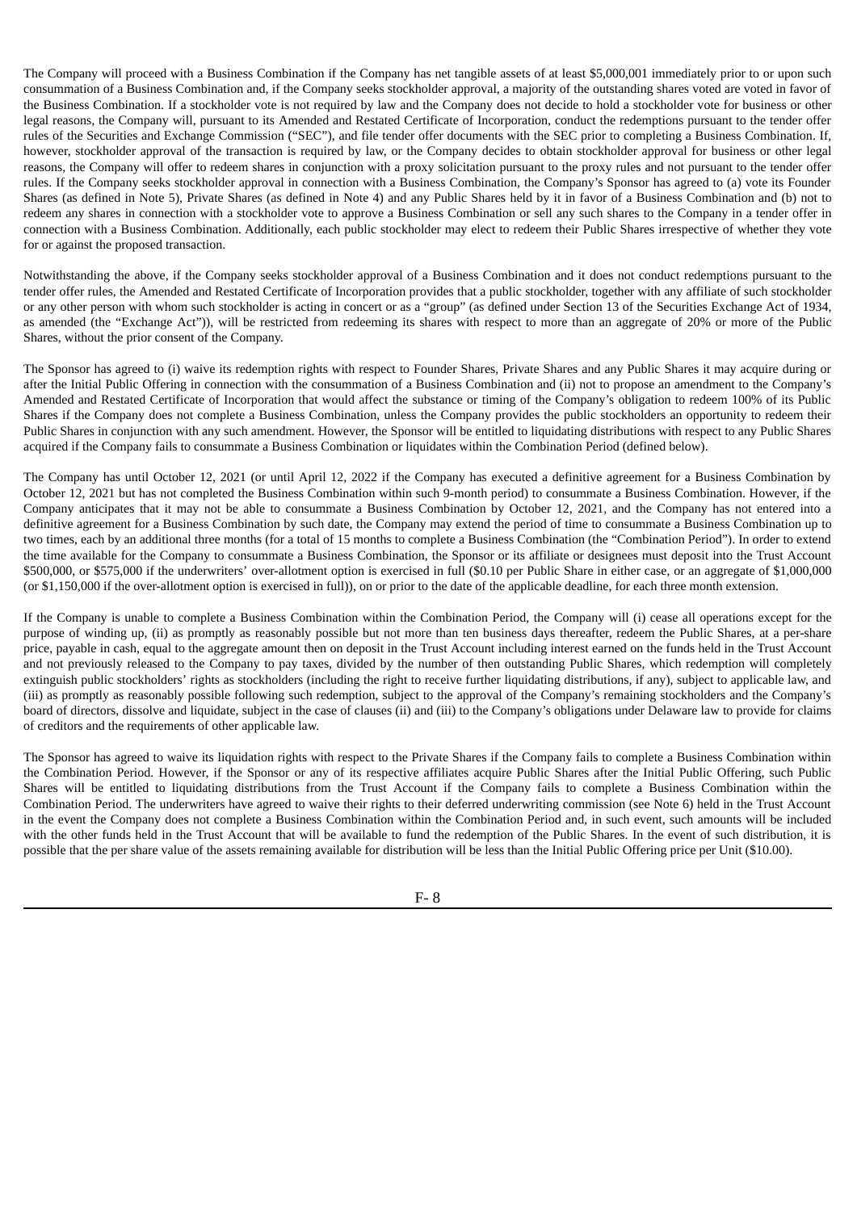The Company will proceed with a Business Combination if the Company has net tangible assets of at least $5,000,001 immediately prior to or upon such consummation of a Business Combination and, if the Company seeks stockholder approval, a majority of the outstanding shares voted are voted in favor of the Business Combination. If a stockholder vote is not required by law and the Company does not decide to hold a stockholder vote for business or other legal reasons, the Company will, pursuant to its Amended and Restated Certificate of Incorporation, conduct the redemptions pursuant to the tender offer rules of the Securities and Exchange Commission ("SEC"), and file tender offer documents with the SEC prior to completing a Business Combination. If, however, stockholder approval of the transaction is required by law, or the Company decides to obtain stockholder approval for business or other legal reasons, the Company will offer to redeem shares in conjunction with a proxy solicitation pursuant to the proxy rules and not pursuant to the tender offer rules. If the Company seeks stockholder approval in connection with a Business Combination, the Company's Sponsor has agreed to (a) vote its Founder Shares (as defined in Note 5), Private Shares (as defined in Note 4) and any Public Shares held by it in favor of a Business Combination and (b) not to redeem any shares in connection with a stockholder vote to approve a Business Combination or sell any such shares to the Company in a tender offer in connection with a Business Combination. Additionally, each public stockholder may elect to redeem their Public Shares irrespective of whether they vote for or against the proposed transaction.

Notwithstanding the above, if the Company seeks stockholder approval of a Business Combination and it does not conduct redemptions pursuant to the tender offer rules, the Amended and Restated Certificate of Incorporation provides that a public stockholder, together with any affiliate of such stockholder or any other person with whom such stockholder is acting in concert or as a "group" (as defined under Section 13 of the Securities Exchange Act of 1934, as amended (the "Exchange Act")), will be restricted from redeeming its shares with respect to more than an aggregate of 20% or more of the Public Shares, without the prior consent of the Company.

The Sponsor has agreed to (i) waive its redemption rights with respect to Founder Shares, Private Shares and any Public Shares it may acquire during or after the Initial Public Offering in connection with the consummation of a Business Combination and (ii) not to propose an amendment to the Company's Amended and Restated Certificate of Incorporation that would affect the substance or timing of the Company's obligation to redeem 100% of its Public Shares if the Company does not complete a Business Combination, unless the Company provides the public stockholders an opportunity to redeem their Public Shares in conjunction with any such amendment. However, the Sponsor will be entitled to liquidating distributions with respect to any Public Shares acquired if the Company fails to consummate a Business Combination or liquidates within the Combination Period (defined below).

The Company has until October 12, 2021 (or until April 12, 2022 if the Company has executed a definitive agreement for a Business Combination by October 12, 2021 but has not completed the Business Combination within such 9-month period) to consummate a Business Combination. However, if the Company anticipates that it may not be able to consummate a Business Combination by October 12, 2021, and the Company has not entered into a definitive agreement for a Business Combination by such date, the Company may extend the period of time to consummate a Business Combination up to two times, each by an additional three months (for a total of 15 months to complete a Business Combination (the "Combination Period"). In order to extend the time available for the Company to consummate a Business Combination, the Sponsor or its affiliate or designees must deposit into the Trust Account $500,000, or $575,000 if the underwriters' over-allotment option is exercised in full ($0.10 per Public Share in either case, or an aggregate of $1,000,000 (or $1,150,000 if the over-allotment option is exercised in full)), on or prior to the date of the applicable deadline, for each three month extension.

If the Company is unable to complete a Business Combination within the Combination Period, the Company will (i) cease all operations except for the purpose of winding up, (ii) as promptly as reasonably possible but not more than ten business days thereafter, redeem the Public Shares, at a per-share price, payable in cash, equal to the aggregate amount then on deposit in the Trust Account including interest earned on the funds held in the Trust Account and not previously released to the Company to pay taxes, divided by the number of then outstanding Public Shares, which redemption will completely extinguish public stockholders' rights as stockholders (including the right to receive further liquidating distributions, if any), subject to applicable law, and (iii) as promptly as reasonably possible following such redemption, subject to the approval of the Company's remaining stockholders and the Company's board of directors, dissolve and liquidate, subject in the case of clauses (ii) and (iii) to the Company's obligations under Delaware law to provide for claims of creditors and the requirements of other applicable law.

The Sponsor has agreed to waive its liquidation rights with respect to the Private Shares if the Company fails to complete a Business Combination within the Combination Period. However, if the Sponsor or any of its respective affiliates acquire Public Shares after the Initial Public Offering, such Public Shares will be entitled to liquidating distributions from the Trust Account if the Company fails to complete a Business Combination within the Combination Period. The underwriters have agreed to waive their rights to their deferred underwriting commission (see Note 6) held in the Trust Account in the event the Company does not complete a Business Combination within the Combination Period and, in such event, such amounts will be included with the other funds held in the Trust Account that will be available to fund the redemption of the Public Shares. In the event of such distribution, it is possible that the per share value of the assets remaining available for distribution will be less than the Initial Public Offering price per Unit ($10.00).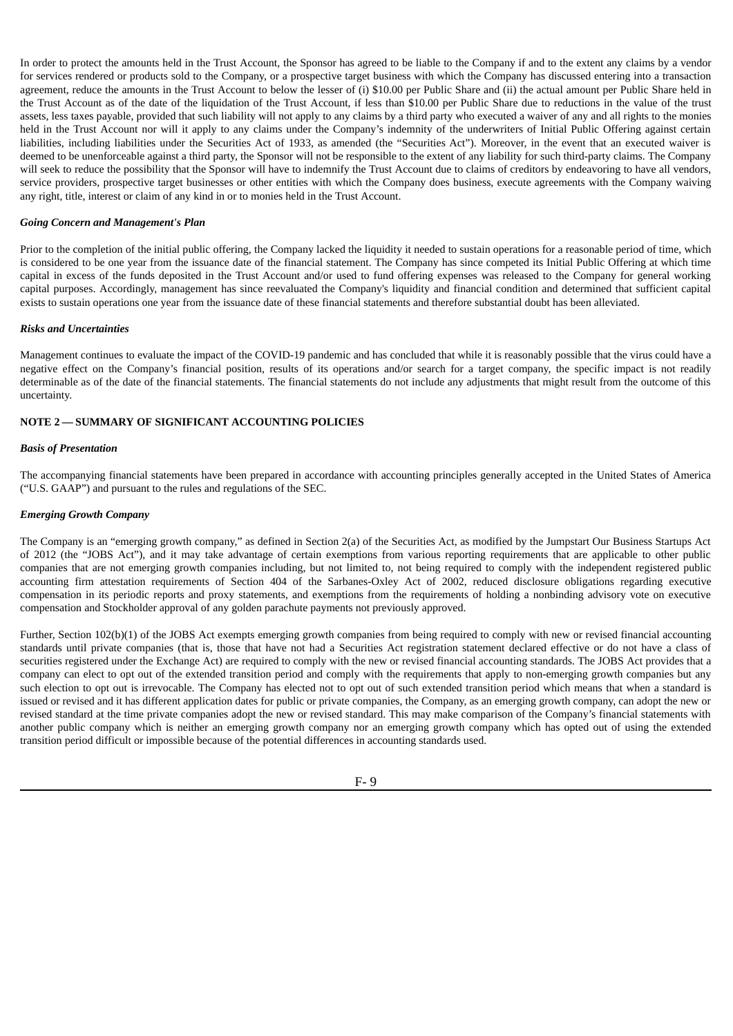In order to protect the amounts held in the Trust Account, the Sponsor has agreed to be liable to the Company if and to the extent any claims by a vendor for services rendered or products sold to the Company, or a prospective target business with which the Company has discussed entering into a transaction agreement, reduce the amounts in the Trust Account to below the lesser of (i) $10.00 per Public Share and (ii) the actual amount per Public Share held in the Trust Account as of the date of the liquidation of the Trust Account, if less than $10.00 per Public Share due to reductions in the value of the trust assets, less taxes payable, provided that such liability will not apply to any claims by a third party who executed a waiver of any and all rights to the monies held in the Trust Account nor will it apply to any claims under the Company's indemnity of the underwriters of Initial Public Offering against certain liabilities, including liabilities under the Securities Act of 1933, as amended (the "Securities Act"). Moreover, in the event that an executed waiver is deemed to be unenforceable against a third party, the Sponsor will not be responsible to the extent of any liability for such third-party claims. The Company will seek to reduce the possibility that the Sponsor will have to indemnify the Trust Account due to claims of creditors by endeavoring to have all vendors, service providers, prospective target businesses or other entities with which the Company does business, execute agreements with the Company waiving any right, title, interest or claim of any kind in or to monies held in the Trust Account.

***Going Concern and Management's Plan***

Prior to the completion of the initial public offering, the Company lacked the liquidity it needed to sustain operations for a reasonable period of time, which is considered to be one year from the issuance date of the financial statement. The Company has since competed its Initial Public Offering at which time capital in excess of the funds deposited in the Trust Account and/or used to fund offering expenses was released to the Company for general working capital purposes. Accordingly, management has since reevaluated the Company's liquidity and financial condition and determined that sufficient capital exists to sustain operations one year from the issuance date of these financial statements and therefore substantial doubt has been alleviated.

***Risks and Uncertainties***

Management continues to evaluate the impact of the COVID-19 pandemic and has concluded that while it is reasonably possible that the virus could have a negative effect on the Company's financial position, results of its operations and/or search for a target company, the specific impact is not readily determinable as of the date of the financial statements. The financial statements do not include any adjustments that might result from the outcome of this uncertainty.

**NOTE 2 — SUMMARY OF SIGNIFICANT ACCOUNTING POLICIES**

***Basis of Presentation***

The accompanying financial statements have been prepared in accordance with accounting principles generally accepted in the United States of America ("U.S. GAAP") and pursuant to the rules and regulations of the SEC.

***Emerging Growth Company***

The Company is an "emerging growth company," as defined in Section 2(a) of the Securities Act, as modified by the Jumpstart Our Business Startups Act of 2012 (the "JOBS Act"), and it may take advantage of certain exemptions from various reporting requirements that are applicable to other public companies that are not emerging growth companies including, but not limited to, not being required to comply with the independent registered public accounting firm attestation requirements of Section 404 of the Sarbanes-Oxley Act of 2002, reduced disclosure obligations regarding executive compensation in its periodic reports and proxy statements, and exemptions from the requirements of holding a nonbinding advisory vote on executive compensation and Stockholder approval of any golden parachute payments not previously approved.

Further, Section 102(b)(1) of the JOBS Act exempts emerging growth companies from being required to comply with new or revised financial accounting standards until private companies (that is, those that have not had a Securities Act registration statement declared effective or do not have a class of securities registered under the Exchange Act) are required to comply with the new or revised financial accounting standards. The JOBS Act provides that a company can elect to opt out of the extended transition period and comply with the requirements that apply to non-emerging growth companies but any such election to opt out is irrevocable. The Company has elected not to opt out of such extended transition period which means that when a standard is issued or revised and it has different application dates for public or private companies, the Company, as an emerging growth company, can adopt the new or revised standard at the time private companies adopt the new or revised standard. This may make comparison of the Company's financial statements with another public company which is neither an emerging growth company nor an emerging growth company which has opted out of using the extended transition period difficult or impossible because of the potential differences in accounting standards used.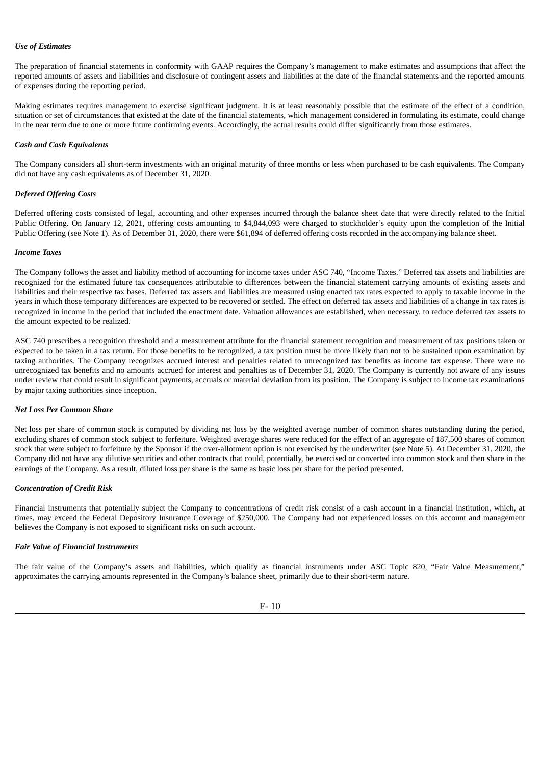***Use of Estimates***

The preparation of financial statements in conformity with GAAP requires the Company's management to make estimates and assumptions that affect the reported amounts of assets and liabilities and disclosure of contingent assets and liabilities at the date of the financial statements and the reported amounts of expenses during the reporting period.

Making estimates requires management to exercise significant judgment. It is at least reasonably possible that the estimate of the effect of a condition, situation or set of circumstances that existed at the date of the financial statements, which management considered in formulating its estimate, could change in the near term due to one or more future confirming events. Accordingly, the actual results could differ significantly from those estimates.

***Cash and Cash Equivalents***

The Company considers all short-term investments with an original maturity of three months or less when purchased to be cash equivalents. The Company did not have any cash equivalents as of December 31, 2020.

***Deferred Offering Costs***

Deferred offering costs consisted of legal, accounting and other expenses incurred through the balance sheet date that were directly related to the Initial Public Offering. On January 12, 2021, offering costs amounting to $4,844,093 were charged to stockholder's equity upon the completion of the Initial Public Offering (see Note 1). As of December 31, 2020, there were $61,894 of deferred offering costs recorded in the accompanying balance sheet.

***Income Taxes***

The Company follows the asset and liability method of accounting for income taxes under ASC 740, "Income Taxes." Deferred tax assets and liabilities are recognized for the estimated future tax consequences attributable to differences between the financial statement carrying amounts of existing assets and liabilities and their respective tax bases. Deferred tax assets and liabilities are measured using enacted tax rates expected to apply to taxable income in the years in which those temporary differences are expected to be recovered or settled. The effect on deferred tax assets and liabilities of a change in tax rates is recognized in income in the period that included the enactment date. Valuation allowances are established, when necessary, to reduce deferred tax assets to the amount expected to be realized.

ASC 740 prescribes a recognition threshold and a measurement attribute for the financial statement recognition and measurement of tax positions taken or expected to be taken in a tax return. For those benefits to be recognized, a tax position must be more likely than not to be sustained upon examination by taxing authorities. The Company recognizes accrued interest and penalties related to unrecognized tax benefits as income tax expense. There were no unrecognized tax benefits and no amounts accrued for interest and penalties as of December 31, 2020. The Company is currently not aware of any issues under review that could result in significant payments, accruals or material deviation from its position. The Company is subject to income tax examinations by major taxing authorities since inception.

***Net Loss Per Common Share***

Net loss per share of common stock is computed by dividing net loss by the weighted average number of common shares outstanding during the period, excluding shares of common stock subject to forfeiture. Weighted average shares were reduced for the effect of an aggregate of 187,500 shares of common stock that were subject to forfeiture by the Sponsor if the over-allotment option is not exercised by the underwriter (see Note 5). At December 31, 2020, the Company did not have any dilutive securities and other contracts that could, potentially, be exercised or converted into common stock and then share in the earnings of the Company. As a result, diluted loss per share is the same as basic loss per share for the period presented.

***Concentration of Credit Risk***

Financial instruments that potentially subject the Company to concentrations of credit risk consist of a cash account in a financial institution, which, at times, may exceed the Federal Depository Insurance Coverage of $250,000. The Company had not experienced losses on this account and management believes the Company is not exposed to significant risks on such account.

***Fair Value of Financial Instruments***

The fair value of the Company's assets and liabilities, which qualify as financial instruments under ASC Topic 820, "Fair Value Measurement," approximates the carrying amounts represented in the Company's balance sheet, primarily due to their short-term nature.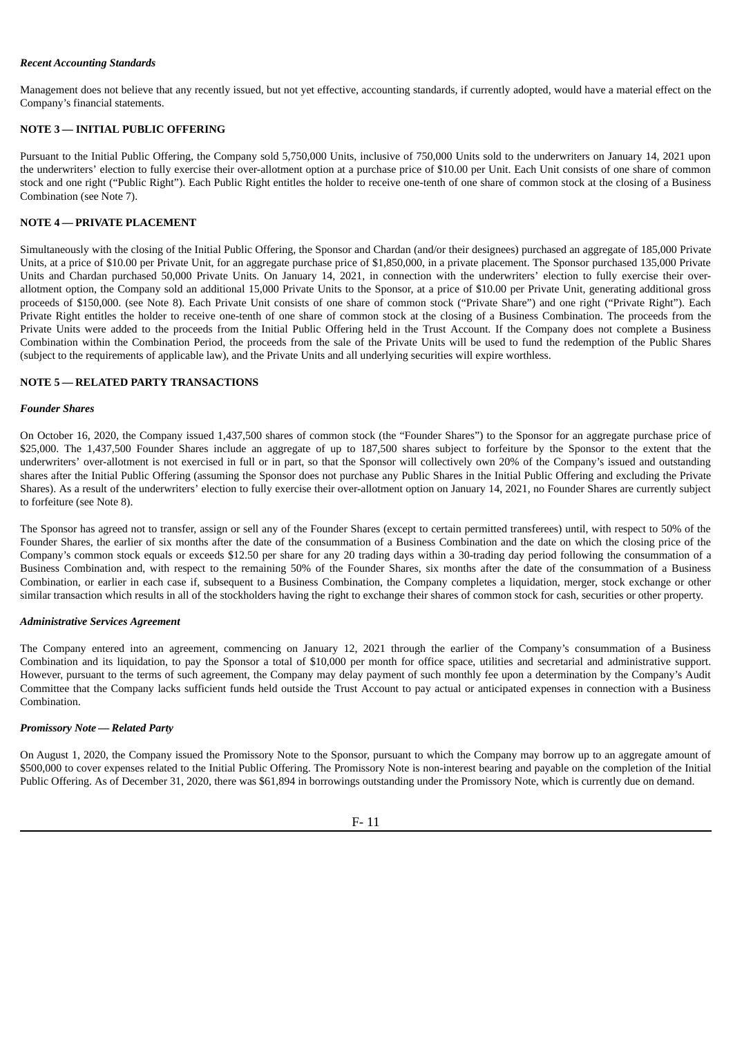***Recent Accounting Standards***

Management does not believe that any recently issued, but not yet effective, accounting standards, if currently adopted, would have a material effect on the Company's financial statements.

**NOTE 3 — INITIAL PUBLIC OFFERING**

Pursuant to the Initial Public Offering, the Company sold 5,750,000 Units, inclusive of 750,000 Units sold to the underwriters on January 14, 2021 upon the underwriters' election to fully exercise their over-allotment option at a purchase price of $10.00 per Unit. Each Unit consists of one share of common stock and one right ("Public Right"). Each Public Right entitles the holder to receive one-tenth of one share of common stock at the closing of a Business Combination (see Note 7).

**NOTE 4 — PRIVATE PLACEMENT**

Simultaneously with the closing of the Initial Public Offering, the Sponsor and Chardan (and/or their designees) purchased an aggregate of 185,000 Private Units, at a price of $10.00 per Private Unit, for an aggregate purchase price of $1,850,000, in a private placement. The Sponsor purchased 135,000 Private Units and Chardan purchased 50,000 Private Units. On January 14, 2021, in connection with the underwriters' election to fully exercise their over-allotment option, the Company sold an additional 15,000 Private Units to the Sponsor, at a price of $10.00 per Private Unit, generating additional gross proceeds of $150,000. (see Note 8). Each Private Unit consists of one share of common stock ("Private Share") and one right ("Private Right"). Each Private Right entitles the holder to receive one-tenth of one share of common stock at the closing of a Business Combination. The proceeds from the Private Units were added to the proceeds from the Initial Public Offering held in the Trust Account. If the Company does not complete a Business Combination within the Combination Period, the proceeds from the sale of the Private Units will be used to fund the redemption of the Public Shares (subject to the requirements of applicable law), and the Private Units and all underlying securities will expire worthless.

**NOTE 5 — RELATED PARTY TRANSACTIONS**

***Founder Shares***

On October 16, 2020, the Company issued 1,437,500 shares of common stock (the "Founder Shares") to the Sponsor for an aggregate purchase price of $25,000. The 1,437,500 Founder Shares include an aggregate of up to 187,500 shares subject to forfeiture by the Sponsor to the extent that the underwriters' over-allotment is not exercised in full or in part, so that the Sponsor will collectively own 20% of the Company's issued and outstanding shares after the Initial Public Offering (assuming the Sponsor does not purchase any Public Shares in the Initial Public Offering and excluding the Private Shares). As a result of the underwriters' election to fully exercise their over-allotment option on January 14, 2021, no Founder Shares are currently subject to forfeiture (see Note 8).

The Sponsor has agreed not to transfer, assign or sell any of the Founder Shares (except to certain permitted transferees) until, with respect to 50% of the Founder Shares, the earlier of six months after the date of the consummation of a Business Combination and the date on which the closing price of the Company's common stock equals or exceeds $12.50 per share for any 20 trading days within a 30-trading day period following the consummation of a Business Combination and, with respect to the remaining 50% of the Founder Shares, six months after the date of the consummation of a Business Combination, or earlier in each case if, subsequent to a Business Combination, the Company completes a liquidation, merger, stock exchange or other similar transaction which results in all of the stockholders having the right to exchange their shares of common stock for cash, securities or other property.

***Administrative Services Agreement***

The Company entered into an agreement, commencing on January 12, 2021 through the earlier of the Company's consummation of a Business Combination and its liquidation, to pay the Sponsor a total of $10,000 per month for office space, utilities and secretarial and administrative support. However, pursuant to the terms of such agreement, the Company may delay payment of such monthly fee upon a determination by the Company's Audit Committee that the Company lacks sufficient funds held outside the Trust Account to pay actual or anticipated expenses in connection with a Business Combination.

***Promissory Note — Related Party***

On August 1, 2020, the Company issued the Promissory Note to the Sponsor, pursuant to which the Company may borrow up to an aggregate amount of $500,000 to cover expenses related to the Initial Public Offering. The Promissory Note is non-interest bearing and payable on the completion of the Initial Public Offering. As of December 31, 2020, there was $61,894 in borrowings outstanding under the Promissory Note, which is currently due on demand.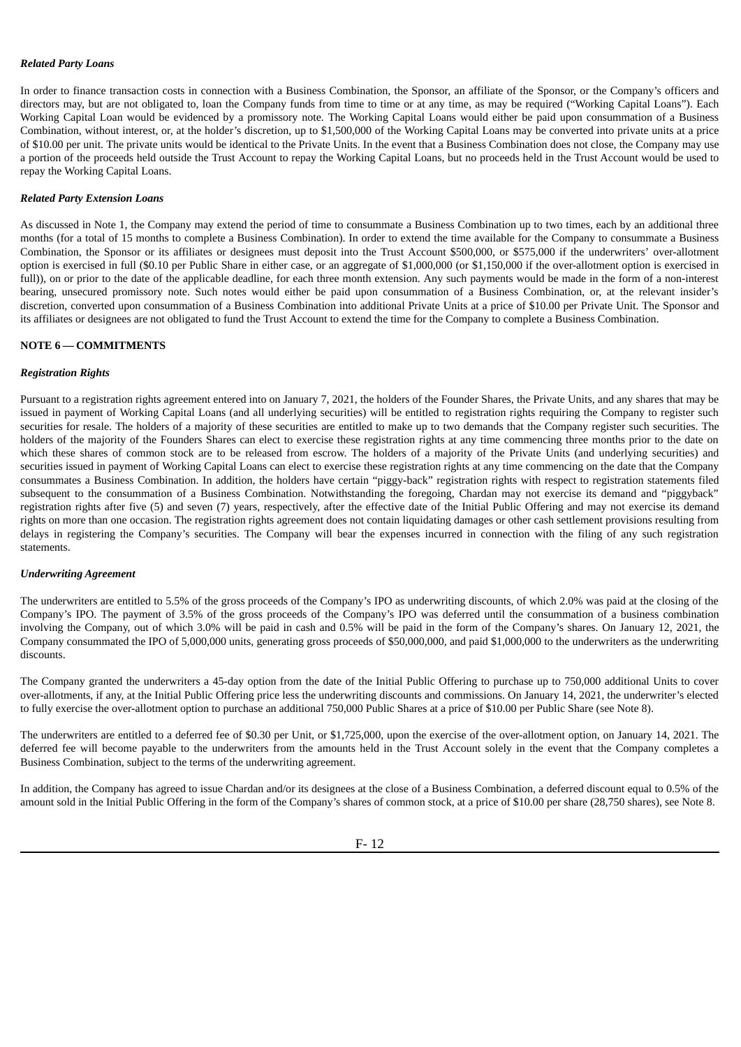***Related Party Loans***

In order to finance transaction costs in connection with a Business Combination, the Sponsor, an affiliate of the Sponsor, or the Company's officers and directors may, but are not obligated to, loan the Company funds from time to time or at any time, as may be required ("Working Capital Loans"). Each Working Capital Loan would be evidenced by a promissory note. The Working Capital Loans would either be paid upon consummation of a Business Combination, without interest, or, at the holder's discretion, up to $1,500,000 of the Working Capital Loans may be converted into private units at a price of $10.00 per unit. The private units would be identical to the Private Units. In the event that a Business Combination does not close, the Company may use a portion of the proceeds held outside the Trust Account to repay the Working Capital Loans, but no proceeds held in the Trust Account would be used to repay the Working Capital Loans.

***Related Party Extension Loans***

As discussed in Note 1, the Company may extend the period of time to consummate a Business Combination up to two times, each by an additional three months (for a total of 15 months to complete a Business Combination). In order to extend the time available for the Company to consummate a Business Combination, the Sponsor or its affiliates or designees must deposit into the Trust Account $500,000, or $575,000 if the underwriters' over-allotment option is exercised in full ($0.10 per Public Share in either case, or an aggregate of $1,000,000 (or $1,150,000 if the over-allotment option is exercised in full)), on or prior to the date of the applicable deadline, for each three month extension. Any such payments would be made in the form of a non-interest bearing, unsecured promissory note. Such notes would either be paid upon consummation of a Business Combination, or, at the relevant insider's discretion, converted upon consummation of a Business Combination into additional Private Units at a price of $10.00 per Private Unit. The Sponsor and its affiliates or designees are not obligated to fund the Trust Account to extend the time for the Company to complete a Business Combination.

**NOTE 6 — COMMITMENTS**

***Registration Rights***

Pursuant to a registration rights agreement entered into on January 7, 2021, the holders of the Founder Shares, the Private Units, and any shares that may be issued in payment of Working Capital Loans (and all underlying securities) will be entitled to registration rights requiring the Company to register such securities for resale. The holders of a majority of these securities are entitled to make up to two demands that the Company register such securities. The holders of the majority of the Founders Shares can elect to exercise these registration rights at any time commencing three months prior to the date on which these shares of common stock are to be released from escrow. The holders of a majority of the Private Units (and underlying securities) and securities issued in payment of Working Capital Loans can elect to exercise these registration rights at any time commencing on the date that the Company consummates a Business Combination. In addition, the holders have certain "piggy-back" registration rights with respect to registration statements filed subsequent to the consummation of a Business Combination. Notwithstanding the foregoing, Chardan may not exercise its demand and "piggyback" registration rights after five (5) and seven (7) years, respectively, after the effective date of the Initial Public Offering and may not exercise its demand rights on more than one occasion. The registration rights agreement does not contain liquidating damages or other cash settlement provisions resulting from delays in registering the Company's securities. The Company will bear the expenses incurred in connection with the filing of any such registration statements.

***Underwriting Agreement***

The underwriters are entitled to 5.5% of the gross proceeds of the Company's IPO as underwriting discounts, of which 2.0% was paid at the closing of the Company's IPO. The payment of 3.5% of the gross proceeds of the Company's IPO was deferred until the consummation of a business combination involving the Company, out of which 3.0% will be paid in cash and 0.5% will be paid in the form of the Company's shares. On January 12, 2021, the Company consummated the IPO of 5,000,000 units, generating gross proceeds of $50,000,000, and paid $1,000,000 to the underwriters as the underwriting discounts.

The Company granted the underwriters a 45-day option from the date of the Initial Public Offering to purchase up to 750,000 additional Units to cover over-allotments, if any, at the Initial Public Offering price less the underwriting discounts and commissions. On January 14, 2021, the underwriter's elected to fully exercise the over-allotment option to purchase an additional 750,000 Public Shares at a price of $10.00 per Public Share (see Note 8).

The underwriters are entitled to a deferred fee of $0.30 per Unit, or $1,725,000, upon the exercise of the over-allotment option, on January 14, 2021. The deferred fee will become payable to the underwriters from the amounts held in the Trust Account solely in the event that the Company completes a Business Combination, subject to the terms of the underwriting agreement.

In addition, the Company has agreed to issue Chardan and/or its designees at the close of a Business Combination, a deferred discount equal to 0.5% of the amount sold in the Initial Public Offering in the form of the Company's shares of common stock, at a price of $10.00 per share (28,750 shares), see Note 8.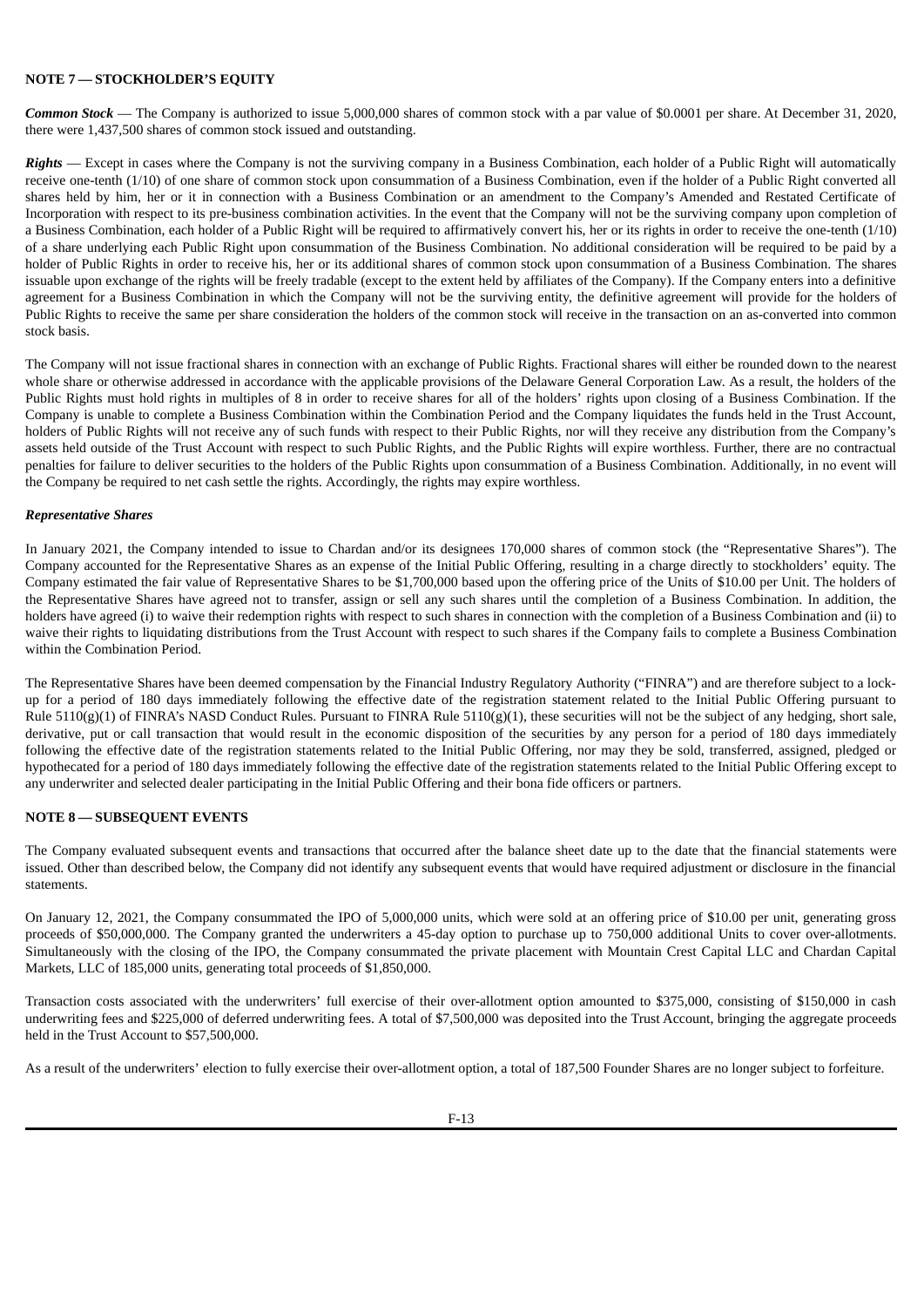**NOTE 7 — STOCKHOLDER'S EQUITY**

***Common Stock*** — The Company is authorized to issue 5,000,000 shares of common stock with a par value of $0.0001 per share. At December 31, 2020, there were 1,437,500 shares of common stock issued and outstanding.

***Rights*** — Except in cases where the Company is not the surviving company in a Business Combination, each holder of a Public Right will automatically receive one-tenth (1/10) of one share of common stock upon consummation of a Business Combination, even if the holder of a Public Right converted all shares held by him, her or it in connection with a Business Combination or an amendment to the Company's Amended and Restated Certificate of Incorporation with respect to its pre-business combination activities. In the event that the Company will not be the surviving company upon completion of a Business Combination, each holder of a Public Right will be required to affirmatively convert his, her or its rights in order to receive the one-tenth (1/10) of a share underlying each Public Right upon consummation of the Business Combination. No additional consideration will be required to be paid by a holder of Public Rights in order to receive his, her or its additional shares of common stock upon consummation of a Business Combination. The shares issuable upon exchange of the rights will be freely tradable (except to the extent held by affiliates of the Company). If the Company enters into a definitive agreement for a Business Combination in which the Company will not be the surviving entity, the definitive agreement will provide for the holders of Public Rights to receive the same per share consideration the holders of the common stock will receive in the transaction on an as-converted into common stock basis.

The Company will not issue fractional shares in connection with an exchange of Public Rights. Fractional shares will either be rounded down to the nearest whole share or otherwise addressed in accordance with the applicable provisions of the Delaware General Corporation Law. As a result, the holders of the Public Rights must hold rights in multiples of 8 in order to receive shares for all of the holders' rights upon closing of a Business Combination. If the Company is unable to complete a Business Combination within the Combination Period and the Company liquidates the funds held in the Trust Account, holders of Public Rights will not receive any of such funds with respect to their Public Rights, nor will they receive any distribution from the Company's assets held outside of the Trust Account with respect to such Public Rights, and the Public Rights will expire worthless. Further, there are no contractual penalties for failure to deliver securities to the holders of the Public Rights upon consummation of a Business Combination. Additionally, in no event will the Company be required to net cash settle the rights. Accordingly, the rights may expire worthless.

***Representative Shares***

In January 2021, the Company intended to issue to Chardan and/or its designees 170,000 shares of common stock (the "Representative Shares"). The Company accounted for the Representative Shares as an expense of the Initial Public Offering, resulting in a charge directly to stockholders' equity. The Company estimated the fair value of Representative Shares to be $1,700,000 based upon the offering price of the Units of $10.00 per Unit. The holders of the Representative Shares have agreed not to transfer, assign or sell any such shares until the completion of a Business Combination. In addition, the holders have agreed (i) to waive their redemption rights with respect to such shares in connection with the completion of a Business Combination and (ii) to waive their rights to liquidating distributions from the Trust Account with respect to such shares if the Company fails to complete a Business Combination within the Combination Period.

The Representative Shares have been deemed compensation by the Financial Industry Regulatory Authority ("FINRA") and are therefore subject to a lock-up for a period of 180 days immediately following the effective date of the registration statement related to the Initial Public Offering pursuant to Rule 5110(g)(1) of FINRA's NASD Conduct Rules. Pursuant to FINRA Rule 5110(g)(1), these securities will not be the subject of any hedging, short sale, derivative, put or call transaction that would result in the economic disposition of the securities by any person for a period of 180 days immediately following the effective date of the registration statements related to the Initial Public Offering, nor may they be sold, transferred, assigned, pledged or hypothecated for a period of 180 days immediately following the effective date of the registration statements related to the Initial Public Offering except to any underwriter and selected dealer participating in the Initial Public Offering and their bona fide officers or partners.

**NOTE 8 — SUBSEQUENT EVENTS**

The Company evaluated subsequent events and transactions that occurred after the balance sheet date up to the date that the financial statements were issued. Other than described below, the Company did not identify any subsequent events that would have required adjustment or disclosure in the financial statements.

On January 12, 2021, the Company consummated the IPO of 5,000,000 units, which were sold at an offering price of $10.00 per unit, generating gross proceeds of $50,000,000. The Company granted the underwriters a 45-day option to purchase up to 750,000 additional Units to cover over-allotments. Simultaneously with the closing of the IPO, the Company consummated the private placement with Mountain Crest Capital LLC and Chardan Capital Markets, LLC of 185,000 units, generating total proceeds of $1,850,000.

Transaction costs associated with the underwriters' full exercise of their over-allotment option amounted to $375,000, consisting of $150,000 in cash underwriting fees and $225,000 of deferred underwriting fees. A total of $7,500,000 was deposited into the Trust Account, bringing the aggregate proceeds held in the Trust Account to $57,500,000.

As a result of the underwriters' election to fully exercise their over-allotment option, a total of 187,500 Founder Shares are no longer subject to forfeiture.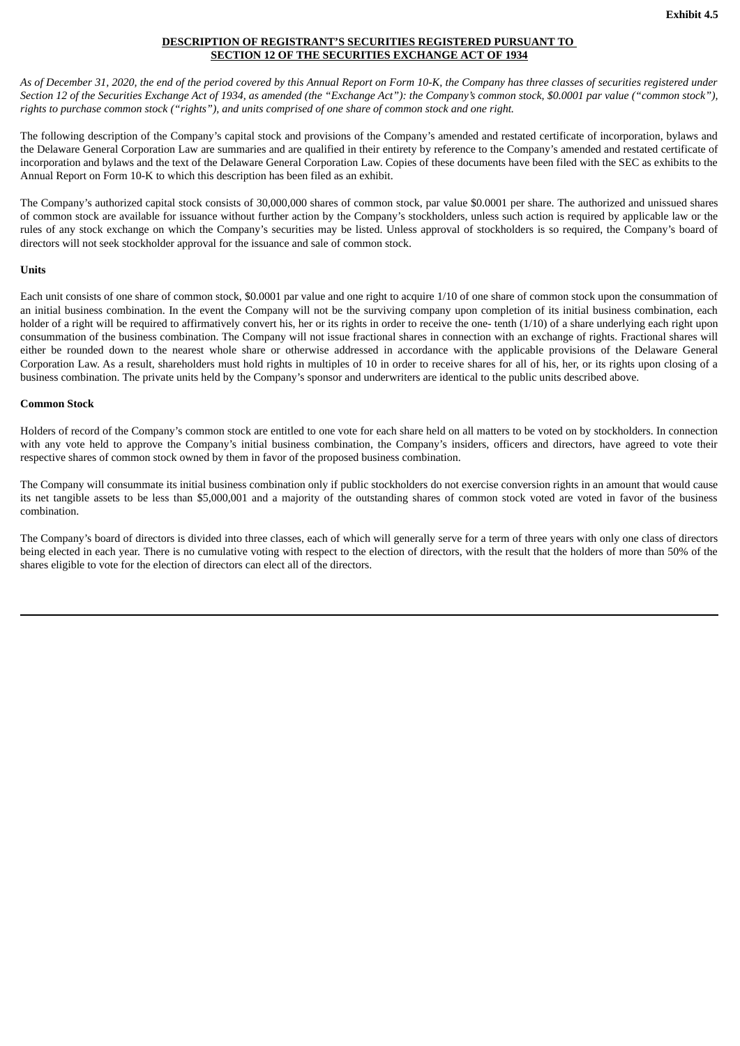**Exhibit 4.5**

**DESCRIPTION OF REGISTRANT'S SECURITIES REGISTERED PURSUANT TO SECTION 12 OF THE SECURITIES EXCHANGE ACT OF 1934**

*As of December 31, 2020, the end of the period covered by this Annual Report on Form 10-K, the Company has three classes of securities registered under Section 12 of the Securities Exchange Act of 1934, as amended (the "Exchange Act"): the Company's common stock, $0.0001 par value ("common stock"), rights to purchase common stock ("rights"), and units comprised of one share of common stock and one right.*

The following description of the Company's capital stock and provisions of the Company's amended and restated certificate of incorporation, bylaws and the Delaware General Corporation Law are summaries and are qualified in their entirety by reference to the Company's amended and restated certificate of incorporation and bylaws and the text of the Delaware General Corporation Law. Copies of these documents have been filed with the SEC as exhibits to the Annual Report on Form 10-K to which this description has been filed as an exhibit.

The Company's authorized capital stock consists of 30,000,000 shares of common stock, par value $0.0001 per share. The authorized and unissued shares of common stock are available for issuance without further action by the Company's stockholders, unless such action is required by applicable law or the rules of any stock exchange on which the Company's securities may be listed. Unless approval of stockholders is so required, the Company's board of directors will not seek stockholder approval for the issuance and sale of common stock.

**Units**

Each unit consists of one share of common stock, $0.0001 par value and one right to acquire 1/10 of one share of common stock upon the consummation of an initial business combination. In the event the Company will not be the surviving company upon completion of its initial business combination, each holder of a right will be required to affirmatively convert his, her or its rights in order to receive the one- tenth (1/10) of a share underlying each right upon consummation of the business combination. The Company will not issue fractional shares in connection with an exchange of rights. Fractional shares will either be rounded down to the nearest whole share or otherwise addressed in accordance with the applicable provisions of the Delaware General Corporation Law. As a result, shareholders must hold rights in multiples of 10 in order to receive shares for all of his, her, or its rights upon closing of a business combination. The private units held by the Company's sponsor and underwriters are identical to the public units described above.

**Common Stock**

Holders of record of the Company's common stock are entitled to one vote for each share held on all matters to be voted on by stockholders. In connection with any vote held to approve the Company's initial business combination, the Company's insiders, officers and directors, have agreed to vote their respective shares of common stock owned by them in favor of the proposed business combination.

The Company will consummate its initial business combination only if public stockholders do not exercise conversion rights in an amount that would cause its net tangible assets to be less than $5,000,001 and a majority of the outstanding shares of common stock voted are voted in favor of the business combination.

The Company's board of directors is divided into three classes, each of which will generally serve for a term of three years with only one class of directors being elected in each year. There is no cumulative voting with respect to the election of directors, with the result that the holders of more than 50% of the shares eligible to vote for the election of directors can elect all of the directors.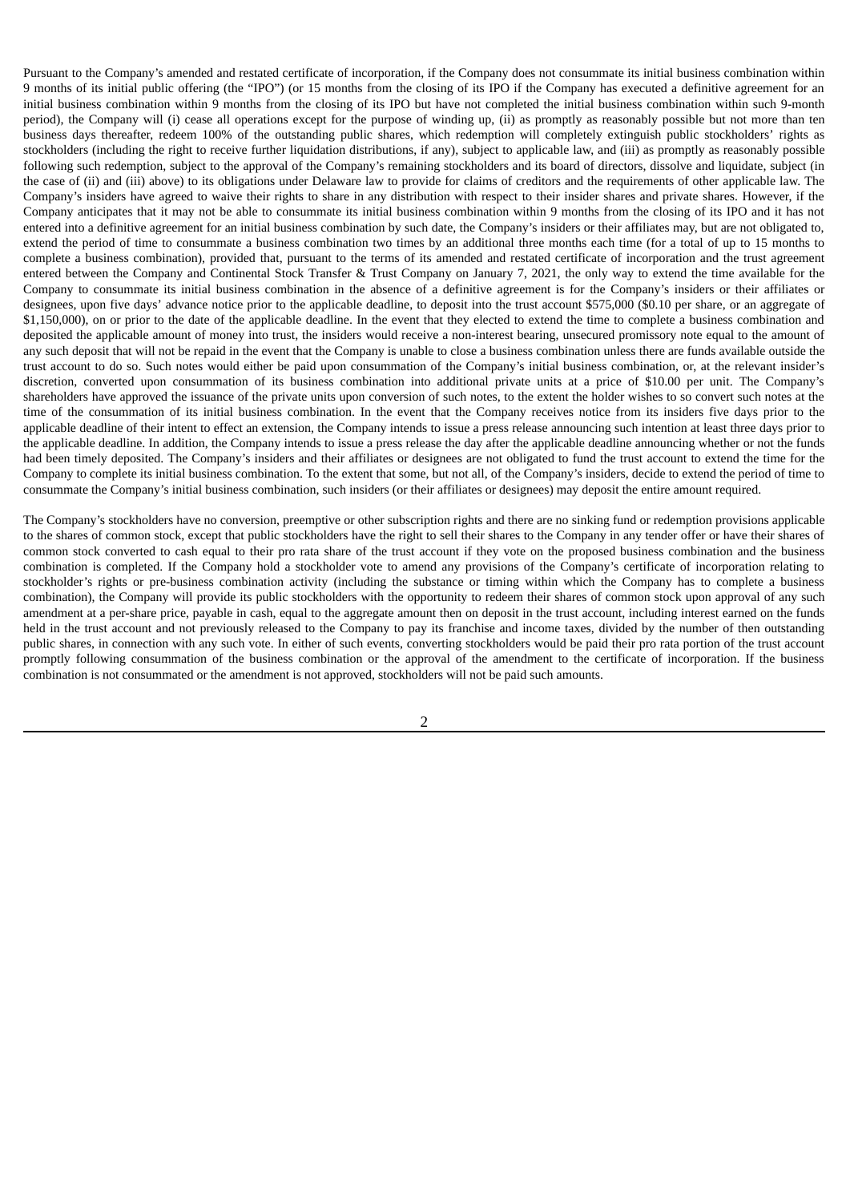Pursuant to the Company's amended and restated certificate of incorporation, if the Company does not consummate its initial business combination within 9 months of its initial public offering (the "IPO") (or 15 months from the closing of its IPO if the Company has executed a definitive agreement for an initial business combination within 9 months from the closing of its IPO but have not completed the initial business combination within such 9-month period), the Company will (i) cease all operations except for the purpose of winding up, (ii) as promptly as reasonably possible but not more than ten business days thereafter, redeem 100% of the outstanding public shares, which redemption will completely extinguish public stockholders' rights as stockholders (including the right to receive further liquidation distributions, if any), subject to applicable law, and (iii) as promptly as reasonably possible following such redemption, subject to the approval of the Company's remaining stockholders and its board of directors, dissolve and liquidate, subject (in the case of (ii) and (iii) above) to its obligations under Delaware law to provide for claims of creditors and the requirements of other applicable law. The Company's insiders have agreed to waive their rights to share in any distribution with respect to their insider shares and private shares. However, if the Company anticipates that it may not be able to consummate its initial business combination within 9 months from the closing of its IPO and it has not entered into a definitive agreement for an initial business combination by such date, the Company's insiders or their affiliates may, but are not obligated to, extend the period of time to consummate a business combination two times by an additional three months each time (for a total of up to 15 months to complete a business combination), provided that, pursuant to the terms of its amended and restated certificate of incorporation and the trust agreement entered between the Company and Continental Stock Transfer & Trust Company on January 7, 2021, the only way to extend the time available for the Company to consummate its initial business combination in the absence of a definitive agreement is for the Company's insiders or their affiliates or designees, upon five days' advance notice prior to the applicable deadline, to deposit into the trust account $575,000 ($0.10 per share, or an aggregate of $1,150,000), on or prior to the date of the applicable deadline. In the event that they elected to extend the time to complete a business combination and deposited the applicable amount of money into trust, the insiders would receive a non-interest bearing, unsecured promissory note equal to the amount of any such deposit that will not be repaid in the event that the Company is unable to close a business combination unless there are funds available outside the trust account to do so. Such notes would either be paid upon consummation of the Company's initial business combination, or, at the relevant insider's discretion, converted upon consummation of its business combination into additional private units at a price of $10.00 per unit. The Company's shareholders have approved the issuance of the private units upon conversion of such notes, to the extent the holder wishes to so convert such notes at the time of the consummation of its initial business combination. In the event that the Company receives notice from its insiders five days prior to the applicable deadline of their intent to effect an extension, the Company intends to issue a press release announcing such intention at least three days prior to the applicable deadline. In addition, the Company intends to issue a press release the day after the applicable deadline announcing whether or not the funds had been timely deposited. The Company's insiders and their affiliates or designees are not obligated to fund the trust account to extend the time for the Company to complete its initial business combination. To the extent that some, but not all, of the Company's insiders, decide to extend the period of time to consummate the Company's initial business combination, such insiders (or their affiliates or designees) may deposit the entire amount required.

The Company's stockholders have no conversion, preemptive or other subscription rights and there are no sinking fund or redemption provisions applicable to the shares of common stock, except that public stockholders have the right to sell their shares to the Company in any tender offer or have their shares of common stock converted to cash equal to their pro rata share of the trust account if they vote on the proposed business combination and the business combination is completed. If the Company hold a stockholder vote to amend any provisions of the Company's certificate of incorporation relating to stockholder's rights or pre-business combination activity (including the substance or timing within which the Company has to complete a business combination), the Company will provide its public stockholders with the opportunity to redeem their shares of common stock upon approval of any such amendment at a per-share price, payable in cash, equal to the aggregate amount then on deposit in the trust account, including interest earned on the funds held in the trust account and not previously released to the Company to pay its franchise and income taxes, divided by the number of then outstanding public shares, in connection with any such vote. In either of such events, converting stockholders would be paid their pro rata portion of the trust account promptly following consummation of the business combination or the approval of the amendment to the certificate of incorporation. If the business combination is not consummated or the amendment is not approved, stockholders will not be paid such amounts.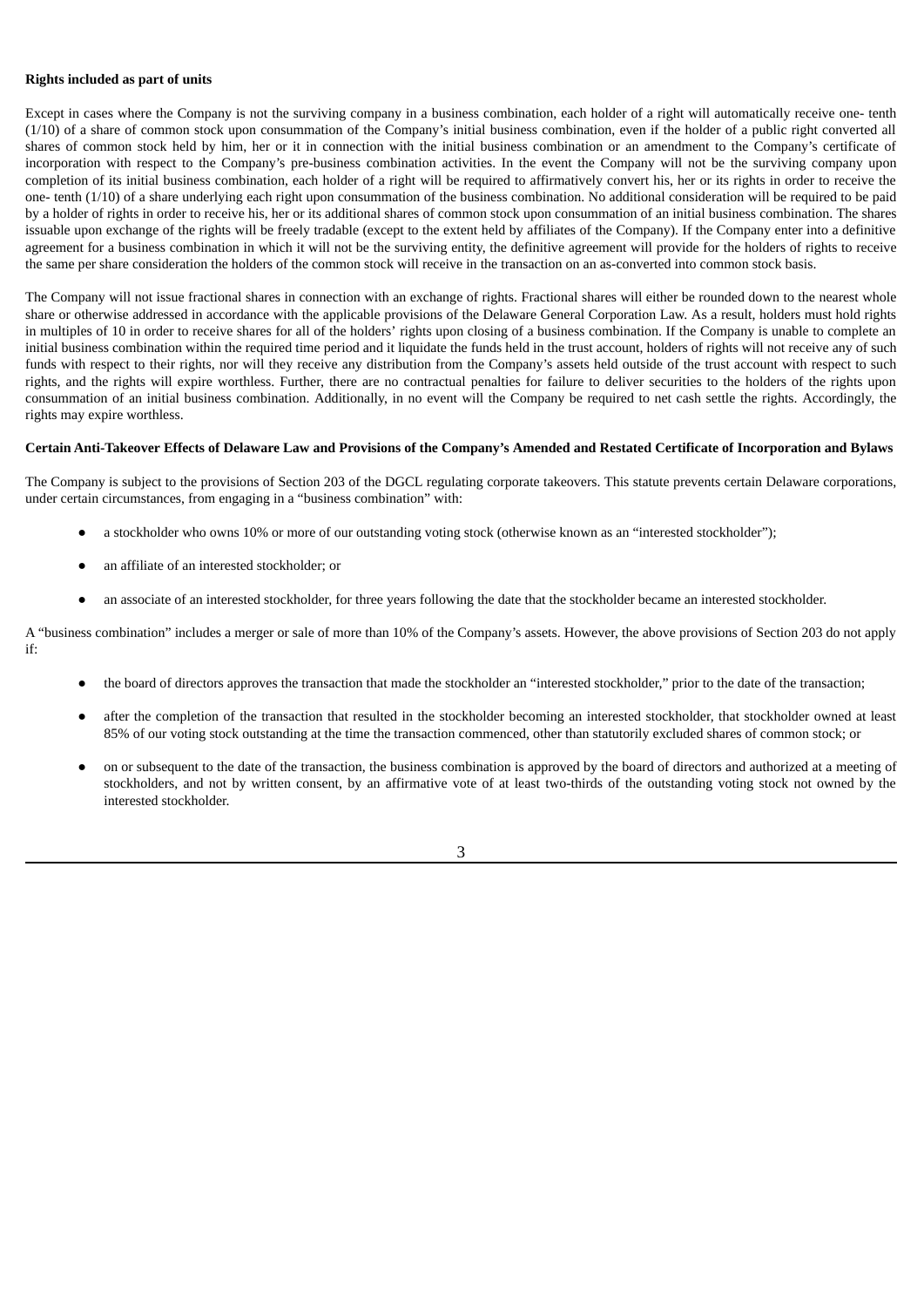**Rights included as part of units**

Except in cases where the Company is not the surviving company in a business combination, each holder of a right will automatically receive one- tenth (1/10) of a share of common stock upon consummation of the Company's initial business combination, even if the holder of a public right converted all shares of common stock held by him, her or it in connection with the initial business combination or an amendment to the Company's certificate of incorporation with respect to the Company's pre-business combination activities. In the event the Company will not be the surviving company upon completion of its initial business combination, each holder of a right will be required to affirmatively convert his, her or its rights in order to receive the one- tenth (1/10) of a share underlying each right upon consummation of the business combination. No additional consideration will be required to be paid by a holder of rights in order to receive his, her or its additional shares of common stock upon consummation of an initial business combination. The shares issuable upon exchange of the rights will be freely tradable (except to the extent held by affiliates of the Company). If the Company enter into a definitive agreement for a business combination in which it will not be the surviving entity, the definitive agreement will provide for the holders of rights to receive the same per share consideration the holders of the common stock will receive in the transaction on an as-converted into common stock basis.

The Company will not issue fractional shares in connection with an exchange of rights. Fractional shares will either be rounded down to the nearest whole share or otherwise addressed in accordance with the applicable provisions of the Delaware General Corporation Law. As a result, holders must hold rights in multiples of 10 in order to receive shares for all of the holders' rights upon closing of a business combination. If the Company is unable to complete an initial business combination within the required time period and it liquidate the funds held in the trust account, holders of rights will not receive any of such funds with respect to their rights, nor will they receive any distribution from the Company's assets held outside of the trust account with respect to such rights, and the rights will expire worthless. Further, there are no contractual penalties for failure to deliver securities to the holders of the rights upon consummation of an initial business combination. Additionally, in no event will the Company be required to net cash settle the rights. Accordingly, the rights may expire worthless.

**Certain Anti-Takeover Effects of Delaware Law and Provisions of the Company's Amended and Restated Certificate of Incorporation and Bylaws**

The Company is subject to the provisions of Section 203 of the DGCL regulating corporate takeovers. This statute prevents certain Delaware corporations, under certain circumstances, from engaging in a "business combination" with:

- a stockholder who owns 10% or more of our outstanding voting stock (otherwise known as an "interested stockholder");
- an affiliate of an interested stockholder; or
- an associate of an interested stockholder, for three years following the date that the stockholder became an interested stockholder.

A "business combination" includes a merger or sale of more than 10% of the Company's assets. However, the above provisions of Section 203 do not apply if:

- the board of directors approves the transaction that made the stockholder an "interested stockholder," prior to the date of the transaction;
- after the completion of the transaction that resulted in the stockholder becoming an interested stockholder, that stockholder owned at least 85% of our voting stock outstanding at the time the transaction commenced, other than statutorily excluded shares of common stock; or
- on or subsequent to the date of the transaction, the business combination is approved by the board of directors and authorized at a meeting of stockholders, and not by written consent, by an affirmative vote of at least two-thirds of the outstanding voting stock not owned by the interested stockholder.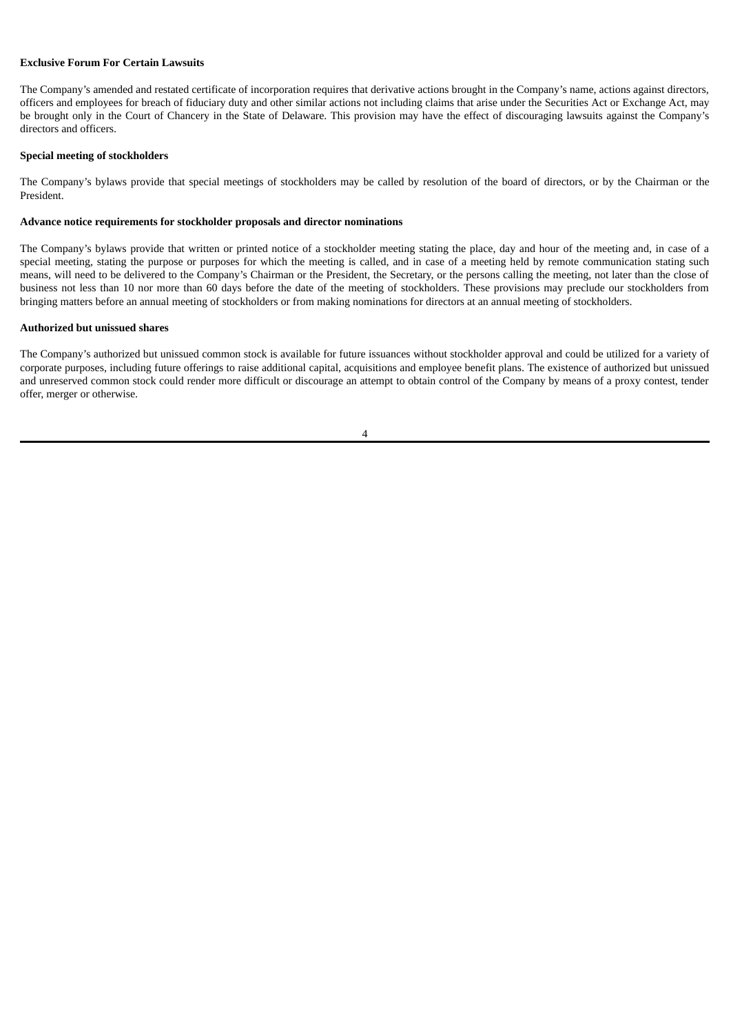**Exclusive Forum For Certain Lawsuits**

The Company's amended and restated certificate of incorporation requires that derivative actions brought in the Company's name, actions against directors, officers and employees for breach of fiduciary duty and other similar actions not including claims that arise under the Securities Act or Exchange Act, may be brought only in the Court of Chancery in the State of Delaware. This provision may have the effect of discouraging lawsuits against the Company's directors and officers.

**Special meeting of stockholders**

The Company's bylaws provide that special meetings of stockholders may be called by resolution of the board of directors, or by the Chairman or the President.

**Advance notice requirements for stockholder proposals and director nominations**

The Company's bylaws provide that written or printed notice of a stockholder meeting stating the place, day and hour of the meeting and, in case of a special meeting, stating the purpose or purposes for which the meeting is called, and in case of a meeting held by remote communication stating such means, will need to be delivered to the Company's Chairman or the President, the Secretary, or the persons calling the meeting, not later than the close of business not less than 10 nor more than 60 days before the date of the meeting of stockholders. These provisions may preclude our stockholders from bringing matters before an annual meeting of stockholders or from making nominations for directors at an annual meeting of stockholders.

**Authorized but unissued shares**

The Company's authorized but unissued common stock is available for future issuances without stockholder approval and could be utilized for a variety of corporate purposes, including future offerings to raise additional capital, acquisitions and employee benefit plans. The existence of authorized but unissued and unreserved common stock could render more difficult or discourage an attempt to obtain control of the Company by means of a proxy contest, tender offer, merger or otherwise.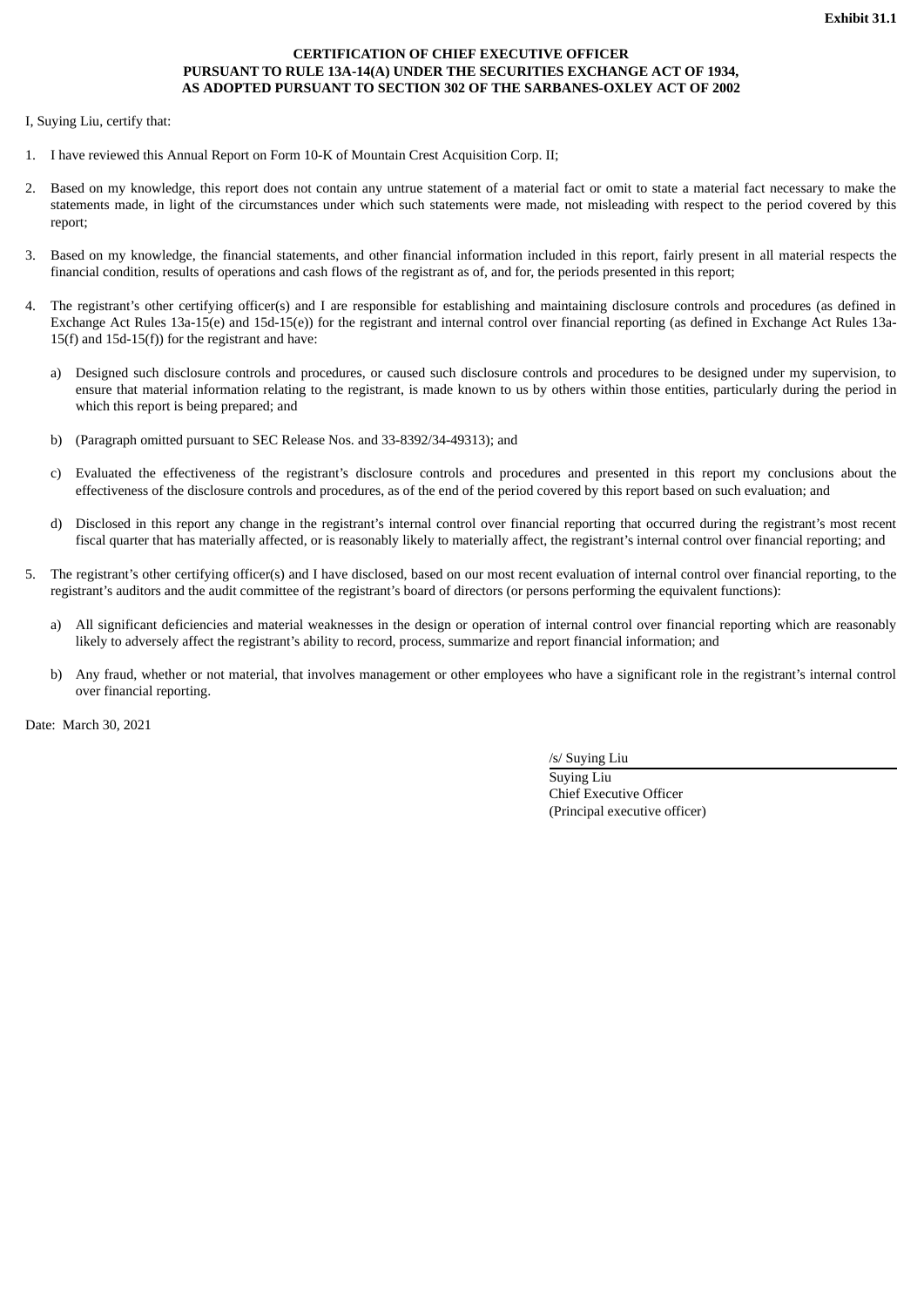**Exhibit 31.1**

**CERTIFICATION OF CHIEF EXECUTIVE OFFICER**
**PURSUANT TO RULE 13A-14(A) UNDER THE SECURITIES EXCHANGE ACT OF 1934,**
**AS ADOPTED PURSUANT TO SECTION 302 OF THE SARBANES-OXLEY ACT OF 2002**

I, Suying Liu, certify that:

1. I have reviewed this Annual Report on Form 10-K of Mountain Crest Acquisition Corp. II;

2. Based on my knowledge, this report does not contain any untrue statement of a material fact or omit to state a material fact necessary to make the statements made, in light of the circumstances under which such statements were made, not misleading with respect to the period covered by this report;

3. Based on my knowledge, the financial statements, and other financial information included in this report, fairly present in all material respects the financial condition, results of operations and cash flows of the registrant as of, and for, the periods presented in this report;

4. The registrant's other certifying officer(s) and I are responsible for establishing and maintaining disclosure controls and procedures (as defined in Exchange Act Rules 13a-15(e) and 15d-15(e)) for the registrant and internal control over financial reporting (as defined in Exchange Act Rules 13a-15(f) and 15d-15(f)) for the registrant and have:

   a) Designed such disclosure controls and procedures, or caused such disclosure controls and procedures to be designed under my supervision, to ensure that material information relating to the registrant, is made known to us by others within those entities, particularly during the period in which this report is being prepared; and

   b) (Paragraph omitted pursuant to SEC Release Nos. and 33-8392/34-49313); and

   c) Evaluated the effectiveness of the registrant's disclosure controls and procedures and presented in this report my conclusions about the effectiveness of the disclosure controls and procedures, as of the end of the period covered by this report based on such evaluation; and

   d) Disclosed in this report any change in the registrant's internal control over financial reporting that occurred during the registrant's most recent fiscal quarter that has materially affected, or is reasonably likely to materially affect, the registrant's internal control over financial reporting; and

5. The registrant's other certifying officer(s) and I have disclosed, based on our most recent evaluation of internal control over financial reporting, to the registrant's auditors and the audit committee of the registrant's board of directors (or persons performing the equivalent functions):

   a) All significant deficiencies and material weaknesses in the design or operation of internal control over financial reporting which are reasonably likely to adversely affect the registrant's ability to record, process, summarize and report financial information; and

   b) Any fraud, whether or not material, that involves management or other employees who have a significant role in the registrant's internal control over financial reporting.

Date: March 30, 2021

/s/ Suying Liu
Suying Liu
Chief Executive Officer
(Principal executive officer)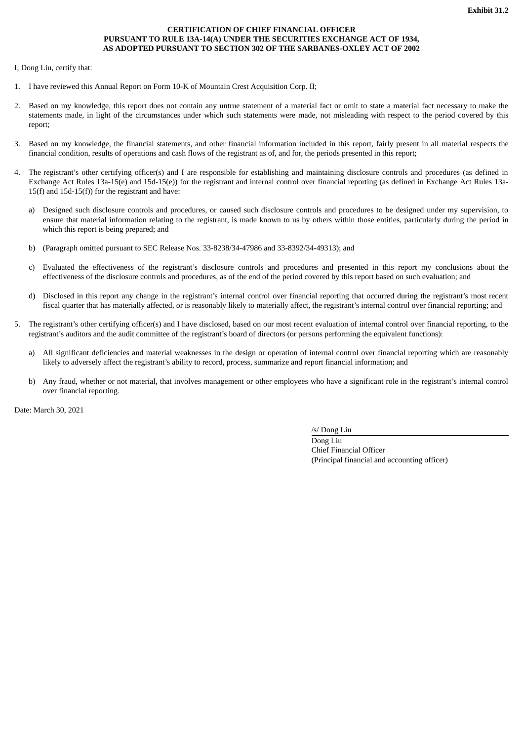**Exhibit 31.2**

**CERTIFICATION OF CHIEF FINANCIAL OFFICER**
**PURSUANT TO RULE 13A-14(A) UNDER THE SECURITIES EXCHANGE ACT OF 1934,**
**AS ADOPTED PURSUANT TO SECTION 302 OF THE SARBANES-OXLEY ACT OF 2002**

I, Dong Liu, certify that:

1. I have reviewed this Annual Report on Form 10-K of Mountain Crest Acquisition Corp. II;

2. Based on my knowledge, this report does not contain any untrue statement of a material fact or omit to state a material fact necessary to make the statements made, in light of the circumstances under which such statements were made, not misleading with respect to the period covered by this report;

3. Based on my knowledge, the financial statements, and other financial information included in this report, fairly present in all material respects the financial condition, results of operations and cash flows of the registrant as of, and for, the periods presented in this report;

4. The registrant's other certifying officer(s) and I are responsible for establishing and maintaining disclosure controls and procedures (as defined in Exchange Act Rules 13a-15(e) and 15d-15(e)) for the registrant and internal control over financial reporting (as defined in Exchange Act Rules 13a-15(f) and 15d-15(f)) for the registrant and have:

   a) Designed such disclosure controls and procedures, or caused such disclosure controls and procedures to be designed under my supervision, to ensure that material information relating to the registrant, is made known to us by others within those entities, particularly during the period in which this report is being prepared; and

   b) (Paragraph omitted pursuant to SEC Release Nos. 33-8238/34-47986 and 33-8392/34-49313); and

   c) Evaluated the effectiveness of the registrant's disclosure controls and procedures and presented in this report my conclusions about the effectiveness of the disclosure controls and procedures, as of the end of the period covered by this report based on such evaluation; and

   d) Disclosed in this report any change in the registrant's internal control over financial reporting that occurred during the registrant's most recent fiscal quarter that has materially affected, or is reasonably likely to materially affect, the registrant's internal control over financial reporting; and

5. The registrant's other certifying officer(s) and I have disclosed, based on our most recent evaluation of internal control over financial reporting, to the registrant's auditors and the audit committee of the registrant's board of directors (or persons performing the equivalent functions):

   a) All significant deficiencies and material weaknesses in the design or operation of internal control over financial reporting which are reasonably likely to adversely affect the registrant's ability to record, process, summarize and report financial information; and

   b) Any fraud, whether or not material, that involves management or other employees who have a significant role in the registrant's internal control over financial reporting.

Date: March 30, 2021

/s/ Dong Liu
Dong Liu
Chief Financial Officer
(Principal financial and accounting officer)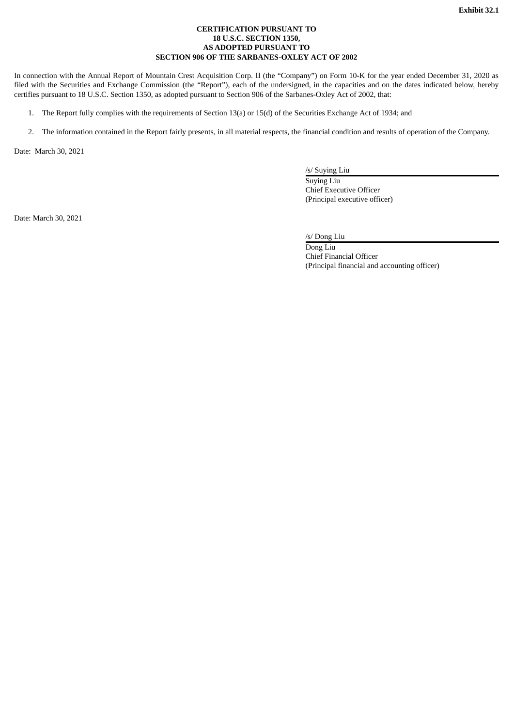**Exhibit 32.1**

**CERTIFICATION PURSUANT TO**
**18 U.S.C. SECTION 1350,**
**AS ADOPTED PURSUANT TO**
**SECTION 906 OF THE SARBANES-OXLEY ACT OF 2002**

In connection with the Annual Report of Mountain Crest Acquisition Corp. II (the "Company") on Form 10-K for the year ended December 31, 2020 as filed with the Securities and Exchange Commission (the "Report"), each of the undersigned, in the capacities and on the dates indicated below, hereby certifies pursuant to 18 U.S.C. Section 1350, as adopted pursuant to Section 906 of the Sarbanes-Oxley Act of 2002, that:

1. The Report fully complies with the requirements of Section 13(a) or 15(d) of the Securities Exchange Act of 1934; and

2. The information contained in the Report fairly presents, in all material respects, the financial condition and results of operation of the Company.

Date: March 30, 2021

/s/ Suying Liu
Suying Liu
Chief Executive Officer
(Principal executive officer)

Date: March 30, 2021

/s/ Dong Liu
Dong Liu
Chief Financial Officer
(Principal financial and accounting officer)